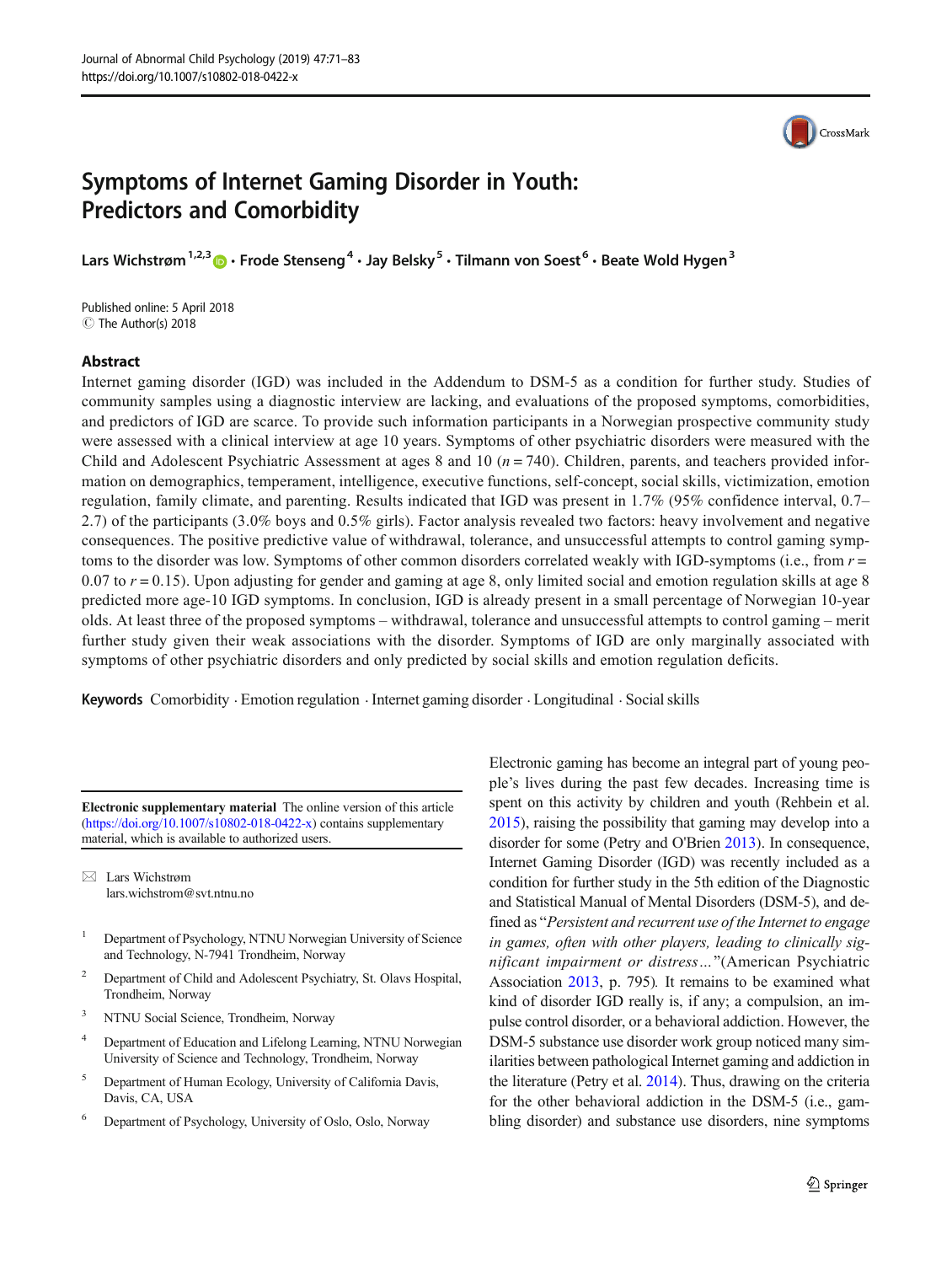# Symptoms of Internet Gaming Disorder in Youth: Predictors and Comorbidity

Lars Wichstrøm[1,2,3] · Frode Stenseng[4] · Jay Belsky[5] · Tilmann von Soest[6] · Beate Wold Hygen[3]

Published online: 5 April 2018
© The Author(s) 2018

## Abstract

Internet gaming disorder (IGD) was included in the Addendum to DSM-5 as a condition for further study. Studies of community samples using a diagnostic interview are lacking, and evaluations of the proposed symptoms, comorbidities, and predictors of IGD are scarce. To provide such information participants in a Norwegian prospective community study were assessed with a clinical interview at age 10 years. Symptoms of other psychiatric disorders were measured with the Child and Adolescent Psychiatric Assessment at ages 8 and 10 ($n = 740$). Children, parents, and teachers provided information on demographics, temperament, intelligence, executive functions, self-concept, social skills, victimization, emotion regulation, family climate, and parenting. Results indicated that IGD was present in 1.7% (95% confidence interval, 0.7–2.7) of the participants (3.0% boys and 0.5% girls). Factor analysis revealed two factors: heavy involvement and negative consequences. The positive predictive value of withdrawal, tolerance, and unsuccessful attempts to control gaming symptoms to the disorder was low. Symptoms of other common disorders correlated weakly with IGD-symptoms (i.e., from $r = 0.07$ to $r = 0.15$). Upon adjusting for gender and gaming at age 8, only limited social and emotion regulation skills at age 8 predicted more age-10 IGD symptoms. In conclusion, IGD is already present in a small percentage of Norwegian 10-year olds. At least three of the proposed symptoms – withdrawal, tolerance and unsuccessful attempts to control gaming – merit further study given their weak associations with the disorder. Symptoms of IGD are only marginally associated with symptoms of other psychiatric disorders and only predicted by social skills and emotion regulation deficits.

**Keywords** Comorbidity · Emotion regulation · Internet gaming disorder · Longitudinal · Social skills

**Electronic supplementary material** The online version of this article (https://doi.org/10.1007/s10802-018-0422-x) contains supplementary material, which is available to authorized users.

✉ Lars Wichstrøm
lars.wichstrom@svt.ntnu.no

[1] Department of Psychology, NTNU Norwegian University of Science and Technology, N-7941 Trondheim, Norway

[2] Department of Child and Adolescent Psychiatry, St. Olavs Hospital, Trondheim, Norway

[3] NTNU Social Science, Trondheim, Norway

[4] Department of Education and Lifelong Learning, NTNU Norwegian University of Science and Technology, Trondheim, Norway

[5] Department of Human Ecology, University of California Davis, Davis, CA, USA

[6] Department of Psychology, University of Oslo, Oslo, Norway

Electronic gaming has become an integral part of young people's lives during the past few decades. Increasing time is spent on this activity by children and youth (Rehbein et al. 2015), raising the possibility that gaming may develop into a disorder for some (Petry and O'Brien 2013). In consequence, Internet Gaming Disorder (IGD) was recently included as a condition for further study in the 5th edition of the Diagnostic and Statistical Manual of Mental Disorders (DSM-5), and defined as "*Persistent and recurrent use of the Internet to engage in games, often with other players, leading to clinically significant impairment or distress…*"(American Psychiatric Association 2013, p. 795). It remains to be examined what kind of disorder IGD really is, if any; a compulsion, an impulse control disorder, or a behavioral addiction. However, the DSM-5 substance use disorder work group noticed many similarities between pathological Internet gaming and addiction in the literature (Petry et al. 2014). Thus, drawing on the criteria for the other behavioral addiction in the DSM-5 (i.e., gambling disorder) and substance use disorders, nine symptoms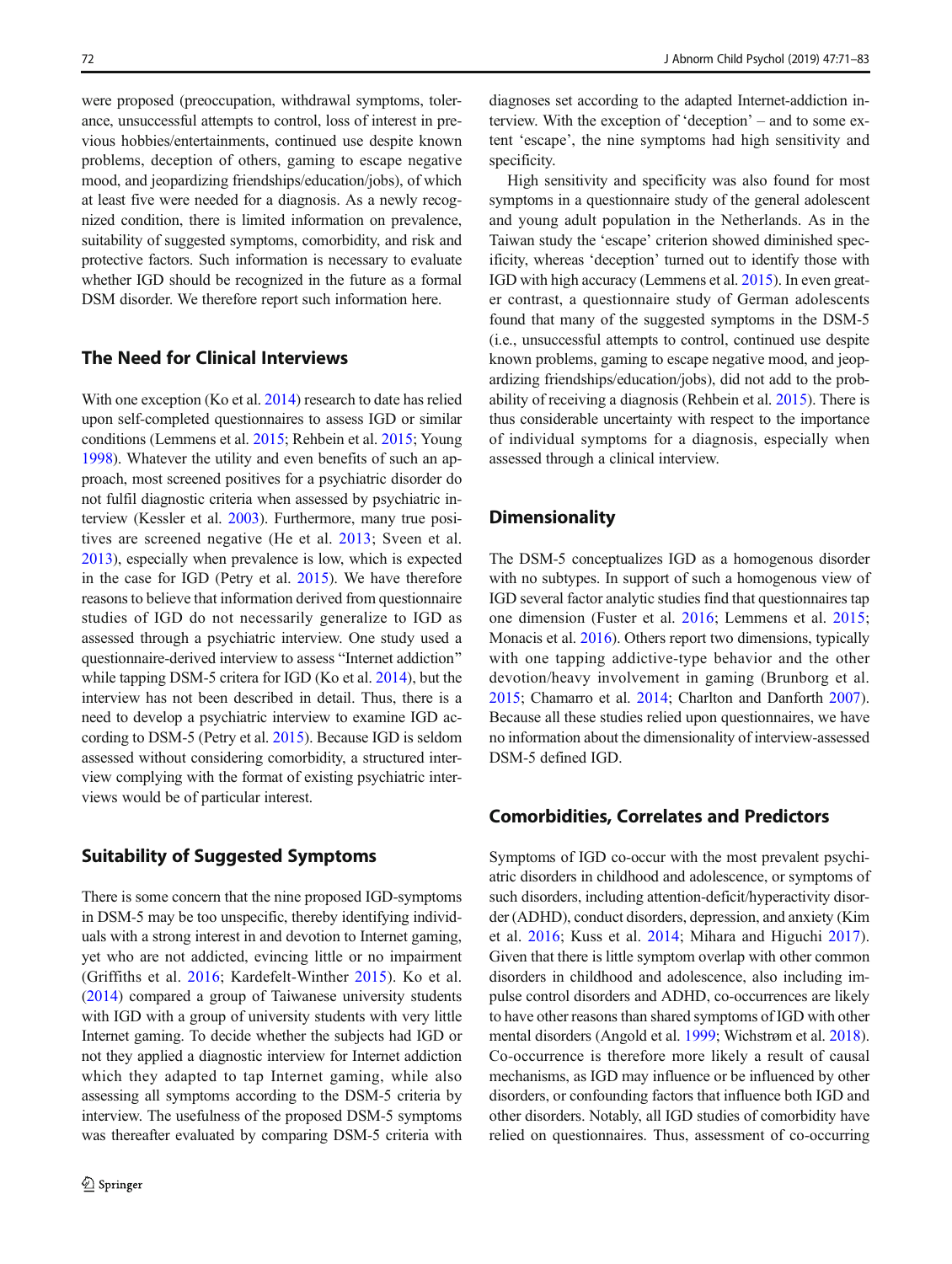were proposed (preoccupation, withdrawal symptoms, tolerance, unsuccessful attempts to control, loss of interest in previous hobbies/entertainments, continued use despite known problems, deception of others, gaming to escape negative mood, and jeopardizing friendships/education/jobs), of which at least five were needed for a diagnosis. As a newly recognized condition, there is limited information on prevalence, suitability of suggested symptoms, comorbidity, and risk and protective factors. Such information is necessary to evaluate whether IGD should be recognized in the future as a formal DSM disorder. We therefore report such information here.

## The Need for Clinical Interviews

With one exception (Ko et al. 2014) research to date has relied upon self-completed questionnaires to assess IGD or similar conditions (Lemmens et al. 2015; Rehbein et al. 2015; Young 1998). Whatever the utility and even benefits of such an approach, most screened positives for a psychiatric disorder do not fulfil diagnostic criteria when assessed by psychiatric interview (Kessler et al. 2003). Furthermore, many true positives are screened negative (He et al. 2013; Sveen et al. 2013), especially when prevalence is low, which is expected in the case for IGD (Petry et al. 2015). We have therefore reasons to believe that information derived from questionnaire studies of IGD do not necessarily generalize to IGD as assessed through a psychiatric interview. One study used a questionnaire-derived interview to assess "Internet addiction" while tapping DSM-5 critera for IGD (Ko et al. 2014), but the interview has not been described in detail. Thus, there is a need to develop a psychiatric interview to examine IGD according to DSM-5 (Petry et al. 2015). Because IGD is seldom assessed without considering comorbidity, a structured interview complying with the format of existing psychiatric interviews would be of particular interest.

## Suitability of Suggested Symptoms

There is some concern that the nine proposed IGD-symptoms in DSM-5 may be too unspecific, thereby identifying individuals with a strong interest in and devotion to Internet gaming, yet who are not addicted, evincing little or no impairment (Griffiths et al. 2016; Kardefelt-Winther 2015). Ko et al. (2014) compared a group of Taiwanese university students with IGD with a group of university students with very little Internet gaming. To decide whether the subjects had IGD or not they applied a diagnostic interview for Internet addiction which they adapted to tap Internet gaming, while also assessing all symptoms according to the DSM-5 criteria by interview. The usefulness of the proposed DSM-5 symptoms was thereafter evaluated by comparing DSM-5 criteria with diagnoses set according to the adapted Internet-addiction interview. With the exception of 'deception' – and to some extent 'escape', the nine symptoms had high sensitivity and specificity.

High sensitivity and specificity was also found for most symptoms in a questionnaire study of the general adolescent and young adult population in the Netherlands. As in the Taiwan study the 'escape' criterion showed diminished specificity, whereas 'deception' turned out to identify those with IGD with high accuracy (Lemmens et al. 2015). In even greater contrast, a questionnaire study of German adolescents found that many of the suggested symptoms in the DSM-5 (i.e., unsuccessful attempts to control, continued use despite known problems, gaming to escape negative mood, and jeopardizing friendships/education/jobs), did not add to the probability of receiving a diagnosis (Rehbein et al. 2015). There is thus considerable uncertainty with respect to the importance of individual symptoms for a diagnosis, especially when assessed through a clinical interview.

## Dimensionality

The DSM-5 conceptualizes IGD as a homogenous disorder with no subtypes. In support of such a homogenous view of IGD several factor analytic studies find that questionnaires tap one dimension (Fuster et al. 2016; Lemmens et al. 2015; Monacis et al. 2016). Others report two dimensions, typically with one tapping addictive-type behavior and the other devotion/heavy involvement in gaming (Brunborg et al. 2015; Chamarro et al. 2014; Charlton and Danforth 2007). Because all these studies relied upon questionnaires, we have no information about the dimensionality of interview-assessed DSM-5 defined IGD.

## Comorbidities, Correlates and Predictors

Symptoms of IGD co-occur with the most prevalent psychiatric disorders in childhood and adolescence, or symptoms of such disorders, including attention-deficit/hyperactivity disorder (ADHD), conduct disorders, depression, and anxiety (Kim et al. 2016; Kuss et al. 2014; Mihara and Higuchi 2017). Given that there is little symptom overlap with other common disorders in childhood and adolescence, also including impulse control disorders and ADHD, co-occurrences are likely to have other reasons than shared symptoms of IGD with other mental disorders (Angold et al. 1999; Wichstrøm et al. 2018). Co-occurrence is therefore more likely a result of causal mechanisms, as IGD may influence or be influenced by other disorders, or confounding factors that influence both IGD and other disorders. Notably, all IGD studies of comorbidity have relied on questionnaires. Thus, assessment of co-occurring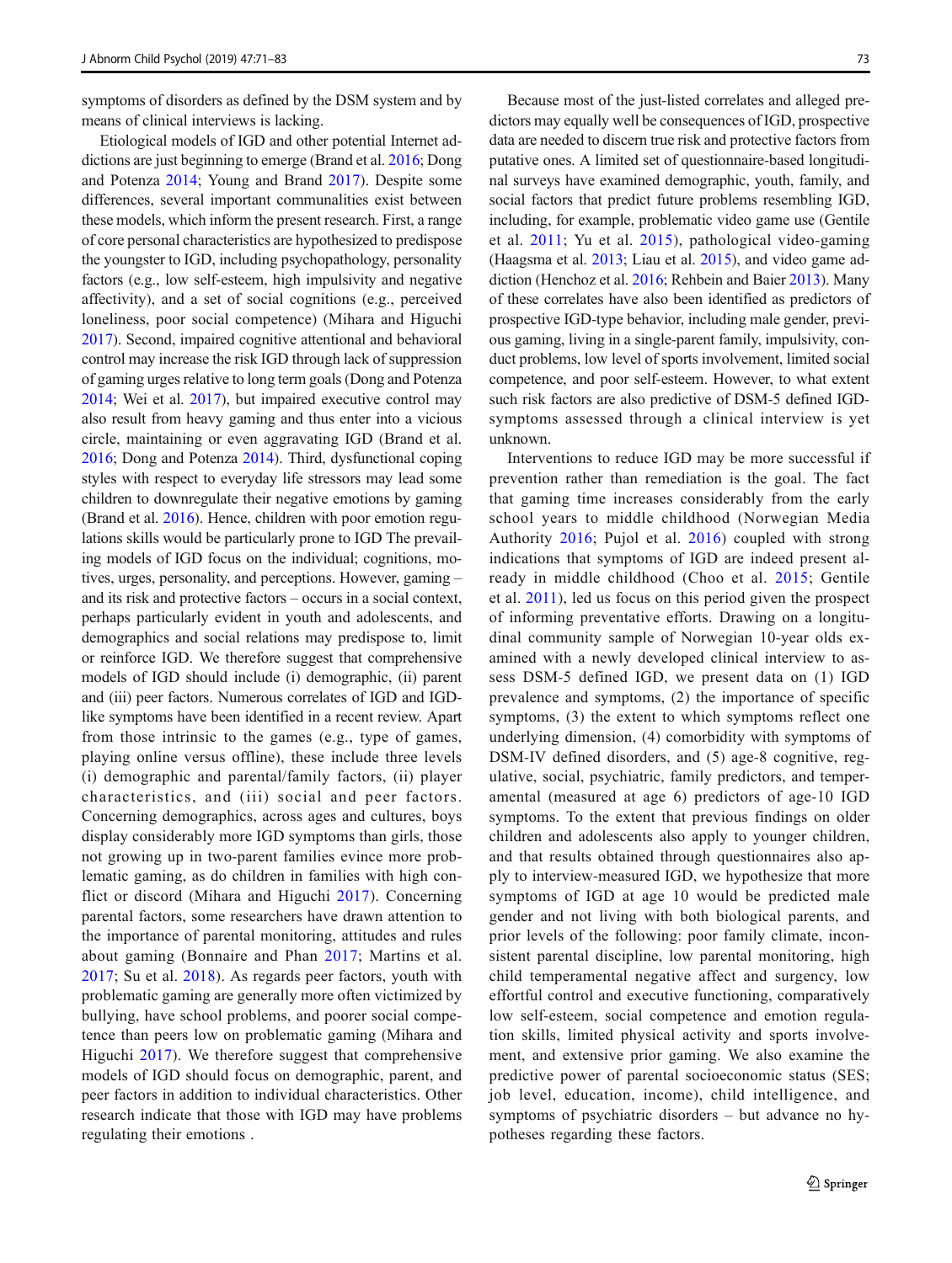symptoms of disorders as defined by the DSM system and by means of clinical interviews is lacking.

Etiological models of IGD and other potential Internet addictions are just beginning to emerge (Brand et al. 2016; Dong and Potenza 2014; Young and Brand 2017). Despite some differences, several important communalities exist between these models, which inform the present research. First, a range of core personal characteristics are hypothesized to predispose the youngster to IGD, including psychopathology, personality factors (e.g., low self-esteem, high impulsivity and negative affectivity), and a set of social cognitions (e.g., perceived loneliness, poor social competence) (Mihara and Higuchi 2017). Second, impaired cognitive attentional and behavioral control may increase the risk IGD through lack of suppression of gaming urges relative to long term goals (Dong and Potenza 2014; Wei et al. 2017), but impaired executive control may also result from heavy gaming and thus enter into a vicious circle, maintaining or even aggravating IGD (Brand et al. 2016; Dong and Potenza 2014). Third, dysfunctional coping styles with respect to everyday life stressors may lead some children to downregulate their negative emotions by gaming (Brand et al. 2016). Hence, children with poor emotion regulations skills would be particularly prone to IGD The prevailing models of IGD focus on the individual; cognitions, motives, urges, personality, and perceptions. However, gaming – and its risk and protective factors – occurs in a social context, perhaps particularly evident in youth and adolescents, and demographics and social relations may predispose to, limit or reinforce IGD. We therefore suggest that comprehensive models of IGD should include (i) demographic, (ii) parent and (iii) peer factors. Numerous correlates of IGD and IGD-like symptoms have been identified in a recent review. Apart from those intrinsic to the games (e.g., type of games, playing online versus offline), these include three levels (i) demographic and parental/family factors, (ii) player characteristics, and (iii) social and peer factors. Concerning demographics, across ages and cultures, boys display considerably more IGD symptoms than girls, those not growing up in two-parent families evince more problematic gaming, as do children in families with high conflict or discord (Mihara and Higuchi 2017). Concerning parental factors, some researchers have drawn attention to the importance of parental monitoring, attitudes and rules about gaming (Bonnaire and Phan 2017; Martins et al. 2017; Su et al. 2018). As regards peer factors, youth with problematic gaming are generally more often victimized by bullying, have school problems, and poorer social competence than peers low on problematic gaming (Mihara and Higuchi 2017). We therefore suggest that comprehensive models of IGD should focus on demographic, parent, and peer factors in addition to individual characteristics. Other research indicate that those with IGD may have problems regulating their emotions .

Because most of the just-listed correlates and alleged predictors may equally well be consequences of IGD, prospective data are needed to discern true risk and protective factors from putative ones. A limited set of questionnaire-based longitudinal surveys have examined demographic, youth, family, and social factors that predict future problems resembling IGD, including, for example, problematic video game use (Gentile et al. 2011; Yu et al. 2015), pathological video-gaming (Haagsma et al. 2013; Liau et al. 2015), and video game addiction (Henchoz et al. 2016; Rehbein and Baier 2013). Many of these correlates have also been identified as predictors of prospective IGD-type behavior, including male gender, previous gaming, living in a single-parent family, impulsivity, conduct problems, low level of sports involvement, limited social competence, and poor self-esteem. However, to what extent such risk factors are also predictive of DSM-5 defined IGD-symptoms assessed through a clinical interview is yet unknown.

Interventions to reduce IGD may be more successful if prevention rather than remediation is the goal. The fact that gaming time increases considerably from the early school years to middle childhood (Norwegian Media Authority 2016; Pujol et al. 2016) coupled with strong indications that symptoms of IGD are indeed present already in middle childhood (Choo et al. 2015; Gentile et al. 2011), led us focus on this period given the prospect of informing preventative efforts. Drawing on a longitudinal community sample of Norwegian 10-year olds examined with a newly developed clinical interview to assess DSM-5 defined IGD, we present data on (1) IGD prevalence and symptoms, (2) the importance of specific symptoms, (3) the extent to which symptoms reflect one underlying dimension, (4) comorbidity with symptoms of DSM-IV defined disorders, and (5) age-8 cognitive, regulative, social, psychiatric, family predictors, and temperamental (measured at age 6) predictors of age-10 IGD symptoms. To the extent that previous findings on older children and adolescents also apply to younger children, and that results obtained through questionnaires also apply to interview-measured IGD, we hypothesize that more symptoms of IGD at age 10 would be predicted male gender and not living with both biological parents, and prior levels of the following: poor family climate, inconsistent parental discipline, low parental monitoring, high child temperamental negative affect and surgency, low effortful control and executive functioning, comparatively low self-esteem, social competence and emotion regulation skills, limited physical activity and sports involvement, and extensive prior gaming. We also examine the predictive power of parental socioeconomic status (SES; job level, education, income), child intelligence, and symptoms of psychiatric disorders – but advance no hypotheses regarding these factors.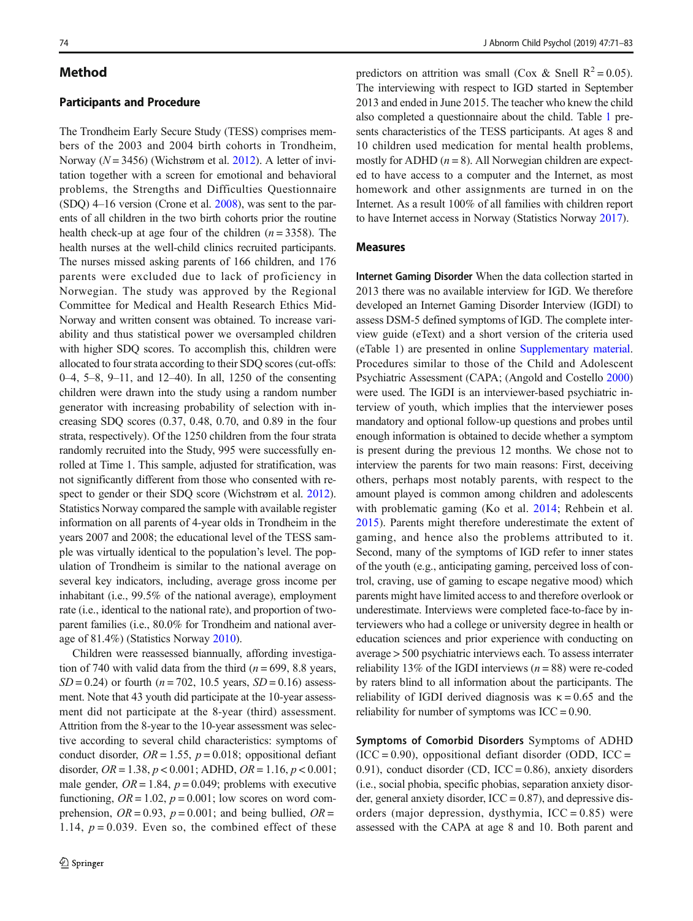## Method

### Participants and Procedure

The Trondheim Early Secure Study (TESS) comprises members of the 2003 and 2004 birth cohorts in Trondheim, Norway ($N = 3456$) (Wichstrøm et al. 2012). A letter of invitation together with a screen for emotional and behavioral problems, the Strengths and Difficulties Questionnaire (SDQ) 4–16 version (Crone et al. 2008), was sent to the parents of all children in the two birth cohorts prior the routine health check-up at age four of the children ($n = 3358$). The health nurses at the well-child clinics recruited participants. The nurses missed asking parents of 166 children, and 176 parents were excluded due to lack of proficiency in Norwegian. The study was approved by the Regional Committee for Medical and Health Research Ethics Mid-Norway and written consent was obtained. To increase variability and thus statistical power we oversampled children with higher SDQ scores. To accomplish this, children were allocated to four strata according to their SDQ scores (cut-offs: 0–4, 5–8, 9–11, and 12–40). In all, 1250 of the consenting children were drawn into the study using a random number generator with increasing probability of selection with increasing SDQ scores (0.37, 0.48, 0.70, and 0.89 in the four strata, respectively). Of the 1250 children from the four strata randomly recruited into the Study, 995 were successfully enrolled at Time 1. This sample, adjusted for stratification, was not significantly different from those who consented with respect to gender or their SDQ score (Wichstrøm et al. 2012). Statistics Norway compared the sample with available register information on all parents of 4-year olds in Trondheim in the years 2007 and 2008; the educational level of the TESS sample was virtually identical to the population's level. The population of Trondheim is similar to the national average on several key indicators, including, average gross income per inhabitant (i.e., 99.5% of the national average), employment rate (i.e., identical to the national rate), and proportion of two-parent families (i.e., 80.0% for Trondheim and national average of 81.4%) (Statistics Norway 2010).

Children were reassessed biannually, affording investigation of 740 with valid data from the third ($n = 699$, 8.8 years, $SD = 0.24$) or fourth ($n = 702$, 10.5 years, $SD = 0.16$) assessment. Note that 43 youth did participate at the 10-year assessment did not participate at the 8-year (third) assessment. Attrition from the 8-year to the 10-year assessment was selective according to several child characteristics: symptoms of conduct disorder, $OR = 1.55$, $p = 0.018$; oppositional defiant disorder, $OR = 1.38$, $p < 0.001$; ADHD, $OR = 1.16$, $p < 0.001$; male gender, $OR = 1.84$, $p = 0.049$; problems with executive functioning, $OR = 1.02$, $p = 0.001$; low scores on word comprehension, $OR = 0.93$, $p = 0.001$; and being bullied, $OR = 1.14$, $p = 0.039$. Even so, the combined effect of these predictors on attrition was small (Cox & Snell $R^2 = 0.05$). The interviewing with respect to IGD started in September 2013 and ended in June 2015. The teacher who knew the child also completed a questionnaire about the child. Table 1 presents characteristics of the TESS participants. At ages 8 and 10 children used medication for mental health problems, mostly for ADHD ($n = 8$). All Norwegian children are expected to have access to a computer and the Internet, as most homework and other assignments are turned in on the Internet. As a result 100% of all families with children report to have Internet access in Norway (Statistics Norway 2017).

### Measures

**Internet Gaming Disorder** When the data collection started in 2013 there was no available interview for IGD. We therefore developed an Internet Gaming Disorder Interview (IGDI) to assess DSM-5 defined symptoms of IGD. The complete interview guide (eText) and a short version of the criteria used (eTable 1) are presented in online Supplementary material. Procedures similar to those of the Child and Adolescent Psychiatric Assessment (CAPA; (Angold and Costello 2000) were used. The IGDI is an interviewer-based psychiatric interview of youth, which implies that the interviewer poses mandatory and optional follow-up questions and probes until enough information is obtained to decide whether a symptom is present during the previous 12 months. We chose not to interview the parents for two main reasons: First, deceiving others, perhaps most notably parents, with respect to the amount played is common among children and adolescents with problematic gaming (Ko et al. 2014; Rehbein et al. 2015). Parents might therefore underestimate the extent of gaming, and hence also the problems attributed to it. Second, many of the symptoms of IGD refer to inner states of the youth (e.g., anticipating gaming, perceived loss of control, craving, use of gaming to escape negative mood) which parents might have limited access to and therefore overlook or underestimate. Interviews were completed face-to-face by interviewers who had a college or university degree in health or education sciences and prior experience with conducting on average > 500 psychiatric interviews each. To assess interrater reliability 13% of the IGDI interviews ($n = 88$) were re-coded by raters blind to all information about the participants. The reliability of IGDI derived diagnosis was $\kappa = 0.65$ and the reliability for number of symptoms was $ICC = 0.90$.

**Symptoms of Comorbid Disorders** Symptoms of ADHD ($ICC = 0.90$), oppositional defiant disorder (ODD, $ICC = 0.91$), conduct disorder (CD, $ICC = 0.86$), anxiety disorders (i.e., social phobia, specific phobias, separation anxiety disorder, general anxiety disorder, $ICC = 0.87$), and depressive disorders (major depression, dysthymia, $ICC = 0.85$) were assessed with the CAPA at age 8 and 10. Both parent and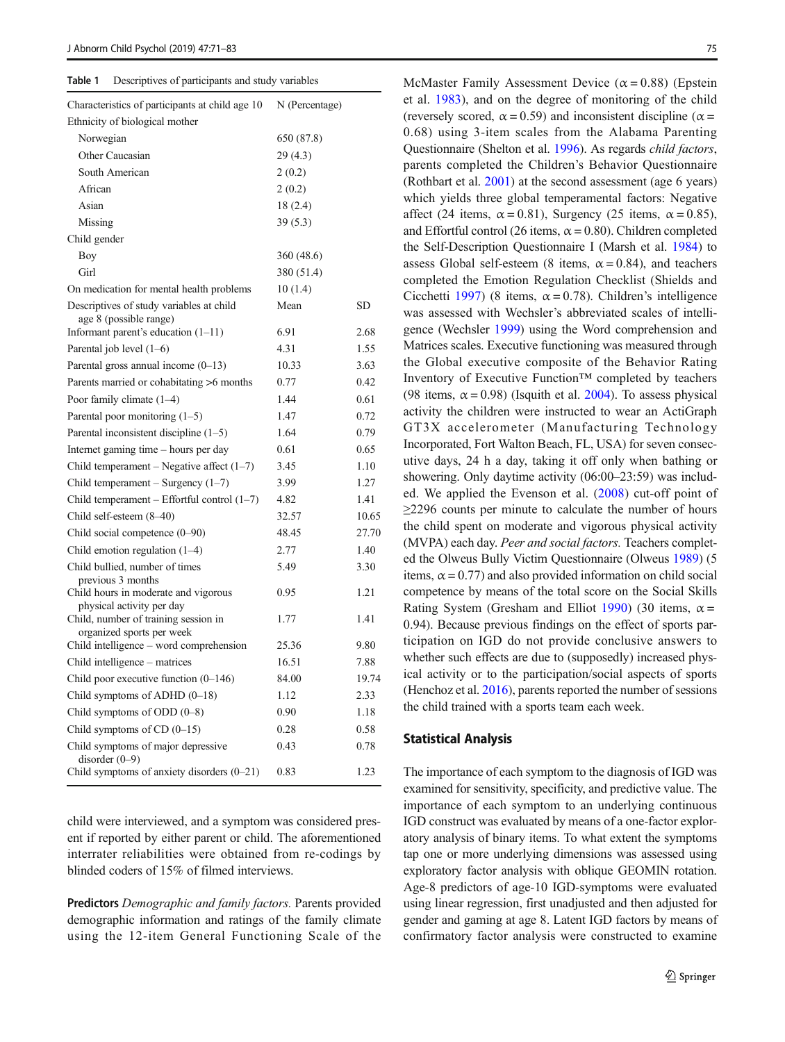**Table 1** Descriptives of participants and study variables

| Characteristics of participants at child age 10 | N (Percentage) | |
|---|---|---|
| Ethnicity of biological mother | | |
| Norwegian | 650 (87.8) | |
| Other Caucasian | 29 (4.3) | |
| South American | 2 (0.2) | |
| African | 2 (0.2) | |
| Asian | 18 (2.4) | |
| Missing | 39 (5.3) | |
| Child gender | | |
| Boy | 360 (48.6) | |
| Girl | 380 (51.4) | |
| On medication for mental health problems | 10 (1.4) | |
| Descriptives of study variables at child age 8 (possible range) | Mean | SD |
| Informant parent's education (1–11) | 6.91 | 2.68 |
| Parental job level (1–6) | 4.31 | 1.55 |
| Parental gross annual income (0–13) | 10.33 | 3.63 |
| Parents married or cohabitating >6 months | 0.77 | 0.42 |
| Poor family climate (1–4) | 1.44 | 0.61 |
| Parental poor monitoring (1–5) | 1.47 | 0.72 |
| Parental inconsistent discipline (1–5) | 1.64 | 0.79 |
| Internet gaming time – hours per day | 0.61 | 0.65 |
| Child temperament – Negative affect (1–7) | 3.45 | 1.10 |
| Child temperament – Surgency (1–7) | 3.99 | 1.27 |
| Child temperament – Effortful control (1–7) | 4.82 | 1.41 |
| Child self-esteem (8–40) | 32.57 | 10.65 |
| Child social competence (0–90) | 48.45 | 27.70 |
| Child emotion regulation (1–4) | 2.77 | 1.40 |
| Child bullied, number of times previous 3 months | 5.49 | 3.30 |
| Child hours in moderate and vigorous physical activity per day | 0.95 | 1.21 |
| Child, number of training session in organized sports per week | 1.77 | 1.41 |
| Child intelligence – word comprehension | 25.36 | 9.80 |
| Child intelligence – matrices | 16.51 | 7.88 |
| Child poor executive function (0–146) | 84.00 | 19.74 |
| Child symptoms of ADHD (0–18) | 1.12 | 2.33 |
| Child symptoms of ODD (0–8) | 0.90 | 1.18 |
| Child symptoms of CD (0–15) | 0.28 | 0.58 |
| Child symptoms of major depressive disorder (0–9) | 0.43 | 0.78 |
| Child symptoms of anxiety disorders (0–21) | 0.83 | 1.23 |

child were interviewed, and a symptom was considered present if reported by either parent or child. The aforementioned interrater reliabilities were obtained from re-codings by blinded coders of 15% of filmed interviews.

**Predictors** *Demographic and family factors.* Parents provided demographic information and ratings of the family climate using the 12-item General Functioning Scale of the McMaster Family Assessment Device ($\alpha = 0.88$) (Epstein et al. 1983), and on the degree of monitoring of the child (reversely scored, $\alpha = 0.59$) and inconsistent discipline ($\alpha = 0.68$) using 3-item scales from the Alabama Parenting Questionnaire (Shelton et al. 1996). As regards *child factors*, parents completed the Children's Behavior Questionnaire (Rothbart et al. 2001) at the second assessment (age 6 years) which yields three global temperamental factors: Negative affect (24 items, $\alpha = 0.81$), Surgency (25 items, $\alpha = 0.85$), and Effortful control (26 items, $\alpha = 0.80$). Children completed the Self-Description Questionnaire I (Marsh et al. 1984) to assess Global self-esteem (8 items, $\alpha = 0.84$), and teachers completed the Emotion Regulation Checklist (Shields and Cicchetti 1997) (8 items, $\alpha = 0.78$). Children's intelligence was assessed with Wechsler's abbreviated scales of intelligence (Wechsler 1999) using the Word comprehension and Matrices scales. Executive functioning was measured through the Global executive composite of the Behavior Rating Inventory of Executive Function™ completed by teachers (98 items, $\alpha = 0.98$) (Isquith et al. 2004). To assess physical activity the children were instructed to wear an ActiGraph GT3X accelerometer (Manufacturing Technology Incorporated, Fort Walton Beach, FL, USA) for seven consecutive days, 24 h a day, taking it off only when bathing or showering. Only daytime activity (06:00–23:59) was included. We applied the Evenson et al. (2008) cut-off point of ≥2296 counts per minute to calculate the number of hours the child spent on moderate and vigorous physical activity (MVPA) each day. *Peer and social factors.* Teachers completed the Olweus Bully Victim Questionnaire (Olweus 1989) (5 items, $\alpha = 0.77$) and also provided information on child social competence by means of the total score on the Social Skills Rating System (Gresham and Elliot 1990) (30 items, $\alpha = 0.94$). Because previous findings on the effect of sports participation on IGD do not provide conclusive answers to whether such effects are due to (supposedly) increased physical activity or to the participation/social aspects of sports (Henchoz et al. 2016), parents reported the number of sessions the child trained with a sports team each week.

## Statistical Analysis

The importance of each symptom to the diagnosis of IGD was examined for sensitivity, specificity, and predictive value. The importance of each symptom to an underlying continuous IGD construct was evaluated by means of a one-factor exploratory analysis of binary items. To what extent the symptoms tap one or more underlying dimensions was assessed using exploratory factor analysis with oblique GEOMIN rotation. Age-8 predictors of age-10 IGD-symptoms were evaluated using linear regression, first unadjusted and then adjusted for gender and gaming at age 8. Latent IGD factors by means of confirmatory factor analysis were constructed to examine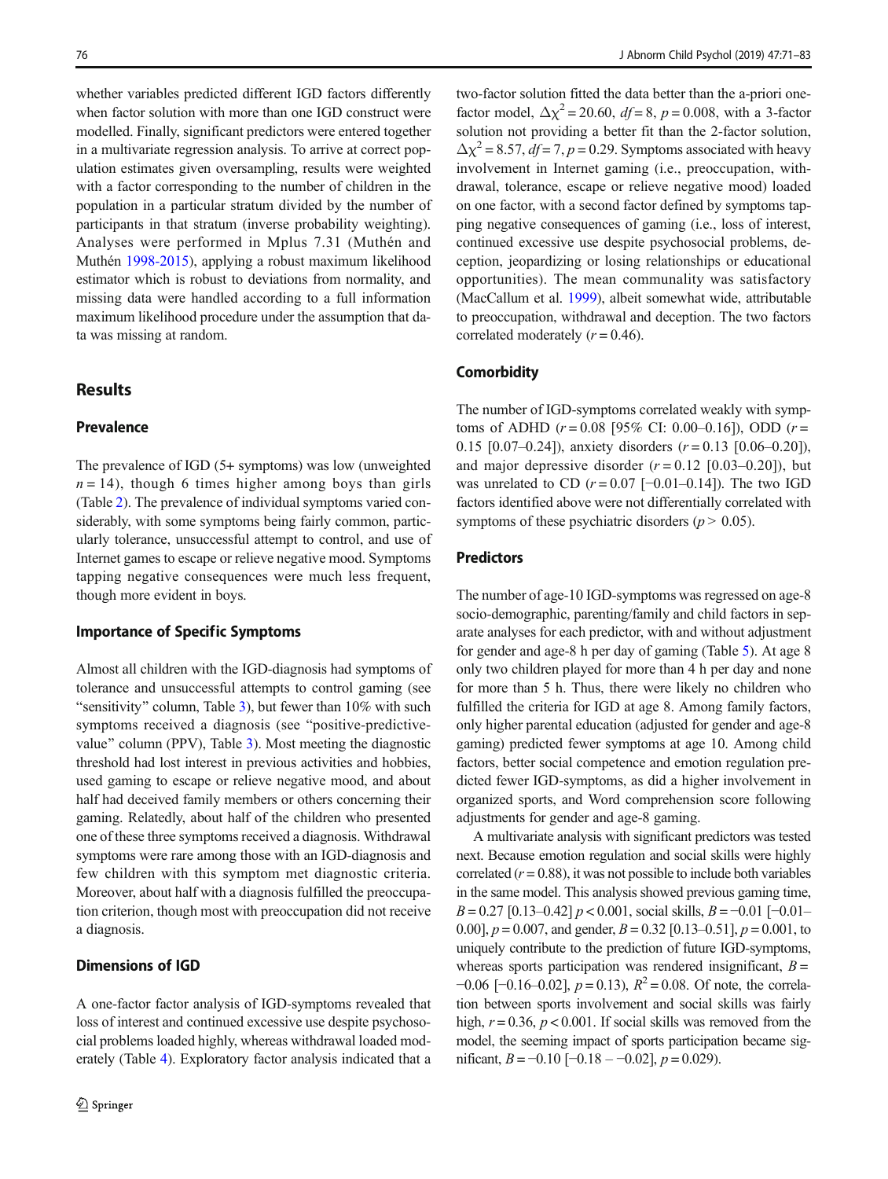whether variables predicted different IGD factors differently when factor solution with more than one IGD construct were modelled. Finally, significant predictors were entered together in a multivariate regression analysis. To arrive at correct population estimates given oversampling, results were weighted with a factor corresponding to the number of children in the population in a particular stratum divided by the number of participants in that stratum (inverse probability weighting). Analyses were performed in Mplus 7.31 (Muthén and Muthén 1998-2015), applying a robust maximum likelihood estimator which is robust to deviations from normality, and missing data were handled according to a full information maximum likelihood procedure under the assumption that data was missing at random.

## Results

### Prevalence

The prevalence of IGD (5+ symptoms) was low (unweighted $n = 14$), though 6 times higher among boys than girls (Table 2). The prevalence of individual symptoms varied considerably, with some symptoms being fairly common, particularly tolerance, unsuccessful attempt to control, and use of Internet games to escape or relieve negative mood. Symptoms tapping negative consequences were much less frequent, though more evident in boys.

### Importance of Specific Symptoms

Almost all children with the IGD-diagnosis had symptoms of tolerance and unsuccessful attempts to control gaming (see "sensitivity" column, Table 3), but fewer than 10% with such symptoms received a diagnosis (see "positive-predictive-value" column (PPV), Table 3). Most meeting the diagnostic threshold had lost interest in previous activities and hobbies, used gaming to escape or relieve negative mood, and about half had deceived family members or others concerning their gaming. Relatedly, about half of the children who presented one of these three symptoms received a diagnosis. Withdrawal symptoms were rare among those with an IGD-diagnosis and few children with this symptom met diagnostic criteria. Moreover, about half with a diagnosis fulfilled the preoccupation criterion, though most with preoccupation did not receive a diagnosis.

### Dimensions of IGD

A one-factor factor analysis of IGD-symptoms revealed that loss of interest and continued excessive use despite psychosocial problems loaded highly, whereas withdrawal loaded moderately (Table 4). Exploratory factor analysis indicated that a two-factor solution fitted the data better than the a-priori one-factor model, $\Delta\chi^2 = 20.60$, $df = 8$, $p = 0.008$, with a 3-factor solution not providing a better fit than the 2-factor solution, $\Delta\chi^2 = 8.57$, $df = 7$, $p = 0.29$. Symptoms associated with heavy involvement in Internet gaming (i.e., preoccupation, withdrawal, tolerance, escape or relieve negative mood) loaded on one factor, with a second factor defined by symptoms tapping negative consequences of gaming (i.e., loss of interest, continued excessive use despite psychosocial problems, deception, jeopardizing or losing relationships or educational opportunities). The mean communality was satisfactory (MacCallum et al. 1999), albeit somewhat wide, attributable to preoccupation, withdrawal and deception. The two factors correlated moderately ($r = 0.46$).

### Comorbidity

The number of IGD-symptoms correlated weakly with symptoms of ADHD ($r = 0.08$ [95% CI: 0.00–0.16]), ODD ($r = 0.15$ [0.07–0.24]), anxiety disorders ($r = 0.13$ [0.06–0.20]), and major depressive disorder ($r = 0.12$ [0.03–0.20]), but was unrelated to CD ($r = 0.07$ [−0.01–0.14]). The two IGD factors identified above were not differentially correlated with symptoms of these psychiatric disorders ($p > 0.05$).

### Predictors

The number of age-10 IGD-symptoms was regressed on age-8 socio-demographic, parenting/family and child factors in separate analyses for each predictor, with and without adjustment for gender and age-8 h per day of gaming (Table 5). At age 8 only two children played for more than 4 h per day and none for more than 5 h. Thus, there were likely no children who fulfilled the criteria for IGD at age 8. Among family factors, only higher parental education (adjusted for gender and age-8 gaming) predicted fewer symptoms at age 10. Among child factors, better social competence and emotion regulation predicted fewer IGD-symptoms, as did a higher involvement in organized sports, and Word comprehension score following adjustments for gender and age-8 gaming.

A multivariate analysis with significant predictors was tested next. Because emotion regulation and social skills were highly correlated ($r = 0.88$), it was not possible to include both variables in the same model. This analysis showed previous gaming time, $B = 0.27$ [0.13–0.42] $p < 0.001$, social skills, $B = -0.01$ [−0.01–0.00], $p = 0.007$, and gender, $B = 0.32$ [0.13–0.51], $p = 0.001$, to uniquely contribute to the prediction of future IGD-symptoms, whereas sports participation was rendered insignificant, $B = -0.06$ [−0.16–0.02], $p = 0.13$), $R^2 = 0.08$. Of note, the correlation between sports involvement and social skills was fairly high, $r = 0.36$, $p < 0.001$. If social skills was removed from the model, the seeming impact of sports participation became significant, $B = -0.10$ [−0.18 – −0.02], $p = 0.029$).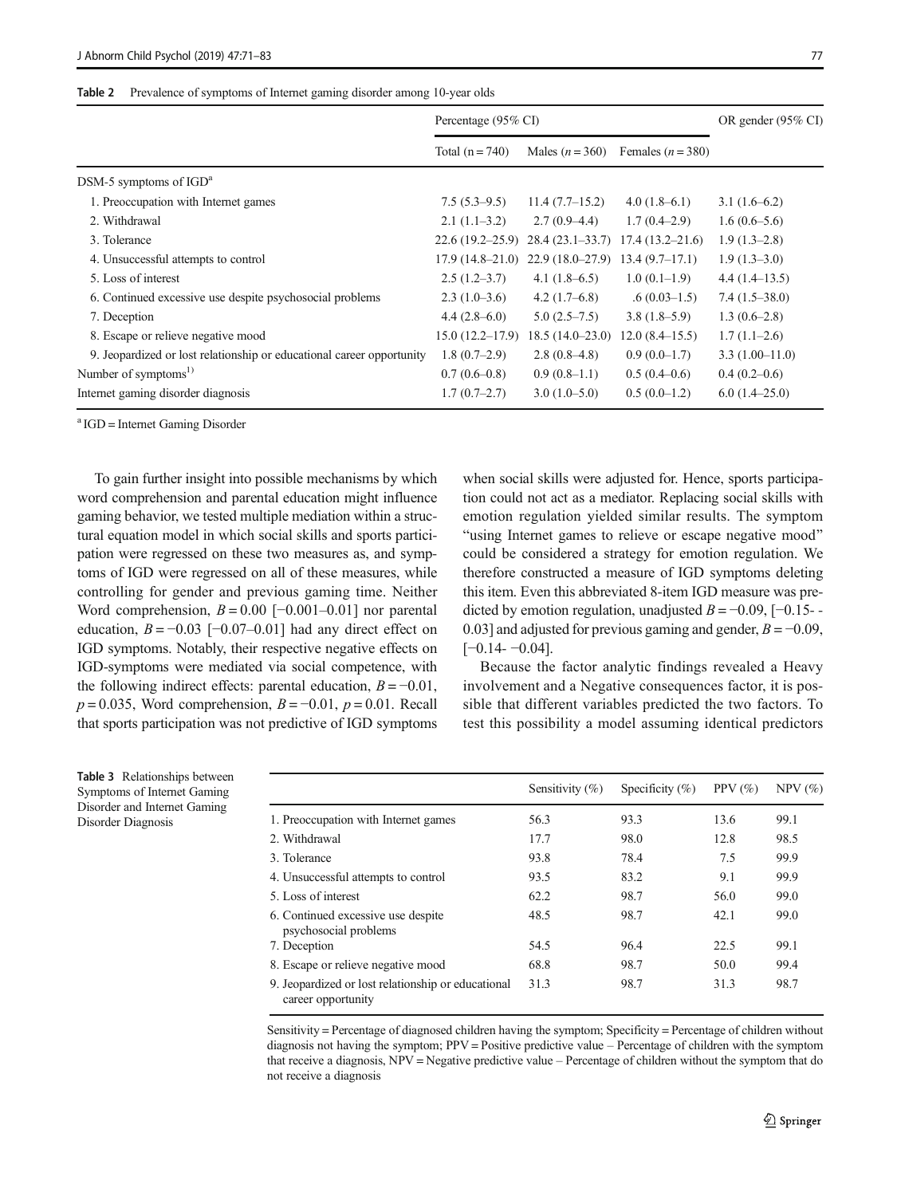**Table 2** Prevalence of symptoms of Internet gaming disorder among 10-year olds

| | Percentage (95% CI) | | | OR gender (95% CI) |
|---|---|---|---|---|
| | Total (n = 740) | Males ($n$ = 360) | Females ($n$ = 380) | |
| DSM-5 symptoms of IGD[a] | | | | |
| 1. Preoccupation with Internet games | 7.5 (5.3–9.5) | 11.4 (7.7–15.2) | 4.0 (1.8–6.1) | 3.1 (1.6–6.2) |
| 2. Withdrawal | 2.1 (1.1–3.2) | 2.7 (0.9–4.4) | 1.7 (0.4–2.9) | 1.6 (0.6–5.6) |
| 3. Tolerance | 22.6 (19.2–25.9) | 28.4 (23.1–33.7) | 17.4 (13.2–21.6) | 1.9 (1.3–2.8) |
| 4. Unsuccessful attempts to control | 17.9 (14.8–21.0) | 22.9 (18.0–27.9) | 13.4 (9.7–17.1) | 1.9 (1.3–3.0) |
| 5. Loss of interest | 2.5 (1.2–3.7) | 4.1 (1.8–6.5) | 1.0 (0.1–1.9) | 4.4 (1.4–13.5) |
| 6. Continued excessive use despite psychosocial problems | 2.3 (1.0–3.6) | 4.2 (1.7–6.8) | .6 (0.03–1.5) | 7.4 (1.5–38.0) |
| 7. Deception | 4.4 (2.8–6.0) | 5.0 (2.5–7.5) | 3.8 (1.8–5.9) | 1.3 (0.6–2.8) |
| 8. Escape or relieve negative mood | 15.0 (12.2–17.9) | 18.5 (14.0–23.0) | 12.0 (8.4–15.5) | 1.7 (1.1–2.6) |
| 9. Jeopardized or lost relationship or educational career opportunity | 1.8 (0.7–2.9) | 2.8 (0.8–4.8) | 0.9 (0.0–1.7) | 3.3 (1.00–11.0) |
| Number of symptoms[1)] | 0.7 (0.6–0.8) | 0.9 (0.8–1.1) | 0.5 (0.4–0.6) | 0.4 (0.2–0.6) |
| Internet gaming disorder diagnosis | 1.7 (0.7–2.7) | 3.0 (1.0–5.0) | 0.5 (0.0–1.2) | 6.0 (1.4–25.0) |

[a] IGD = Internet Gaming Disorder

To gain further insight into possible mechanisms by which word comprehension and parental education might influence gaming behavior, we tested multiple mediation within a structural equation model in which social skills and sports participation were regressed on these two measures as, and symptoms of IGD were regressed on all of these measures, while controlling for gender and previous gaming time. Neither Word comprehension, $B = 0.00$ [−0.001–0.01] nor parental education, $B = -0.03$ [−0.07–0.01] had any direct effect on IGD symptoms. Notably, their respective negative effects on IGD-symptoms were mediated via social competence, with the following indirect effects: parental education, $B = -0.01$, $p = 0.035$, Word comprehension, $B = -0.01$, $p = 0.01$. Recall that sports participation was not predictive of IGD symptoms when social skills were adjusted for. Hence, sports participation could not act as a mediator. Replacing social skills with emotion regulation yielded similar results. The symptom "using Internet games to relieve or escape negative mood" could be considered a strategy for emotion regulation. We therefore constructed a measure of IGD symptoms deleting this item. Even this abbreviated 8-item IGD measure was predicted by emotion regulation, unadjusted $B = -0.09$, [−0.15- -0.03] and adjusted for previous gaming and gender, $B = -0.09$, [−0.14- −0.04].

Because the factor analytic findings revealed a Heavy involvement and a Negative consequences factor, it is possible that different variables predicted the two factors. To test this possibility a model assuming identical predictors

**Table 3** Relationships between Symptoms of Internet Gaming Disorder and Internet Gaming Disorder Diagnosis

| | Sensitivity (%) | Specificity (%) | PPV (%) | NPV (%) |
|---|---|---|---|---|
| 1. Preoccupation with Internet games | 56.3 | 93.3 | 13.6 | 99.1 |
| 2. Withdrawal | 17.7 | 98.0 | 12.8 | 98.5 |
| 3. Tolerance | 93.8 | 78.4 | 7.5 | 99.9 |
| 4. Unsuccessful attempts to control | 93.5 | 83.2 | 9.1 | 99.9 |
| 5. Loss of interest | 62.2 | 98.7 | 56.0 | 99.0 |
| 6. Continued excessive use despite psychosocial problems | 48.5 | 98.7 | 42.1 | 99.0 |
| 7. Deception | 54.5 | 96.4 | 22.5 | 99.1 |
| 8. Escape or relieve negative mood | 68.8 | 98.7 | 50.0 | 99.4 |
| 9. Jeopardized or lost relationship or educational career opportunity | 31.3 | 98.7 | 31.3 | 98.7 |

Sensitivity = Percentage of diagnosed children having the symptom; Specificity = Percentage of children without diagnosis not having the symptom; PPV = Positive predictive value – Percentage of children with the symptom that receive a diagnosis, NPV = Negative predictive value – Percentage of children without the symptom that do not receive a diagnosis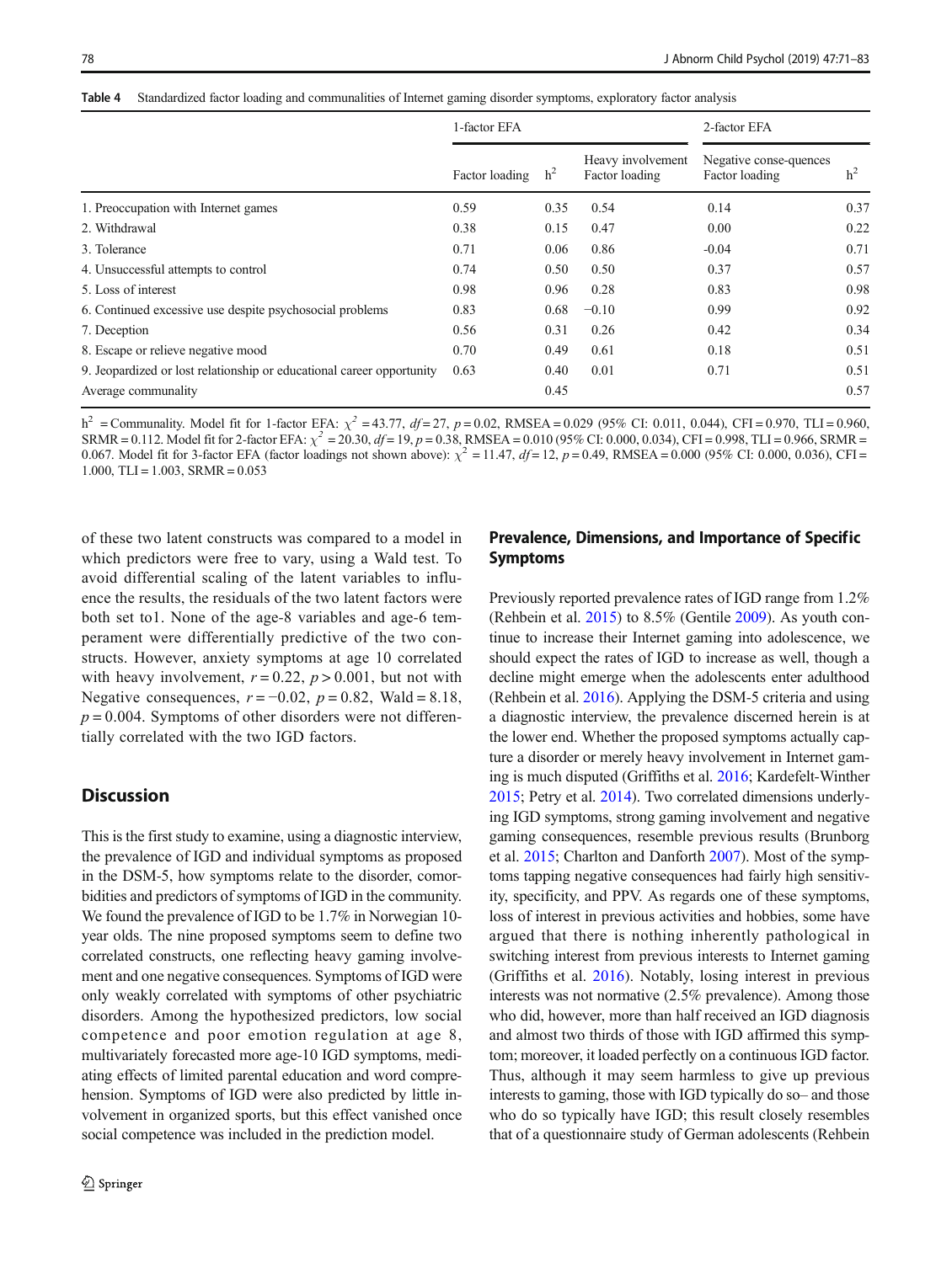Table 4 Standardized factor loading and communalities of Internet gaming disorder symptoms, exploratory factor analysis

| | 1-factor EFA | | 2-factor EFA | | |
|---|---|---|---|---|---|
| | Factor loading | $h^2$ | Heavy involvement Factor loading | Negative conse-quences Factor loading | $h^2$ |
| 1. Preoccupation with Internet games | 0.59 | 0.35 | 0.54 | 0.14 | 0.37 |
| 2. Withdrawal | 0.38 | 0.15 | 0.47 | 0.00 | 0.22 |
| 3. Tolerance | 0.71 | 0.06 | 0.86 | -0.04 | 0.71 |
| 4. Unsuccessful attempts to control | 0.74 | 0.50 | 0.50 | 0.37 | 0.57 |
| 5. Loss of interest | 0.98 | 0.96 | 0.28 | 0.83 | 0.98 |
| 6. Continued excessive use despite psychosocial problems | 0.83 | 0.68 | −0.10 | 0.99 | 0.92 |
| 7. Deception | 0.56 | 0.31 | 0.26 | 0.42 | 0.34 |
| 8. Escape or relieve negative mood | 0.70 | 0.49 | 0.61 | 0.18 | 0.51 |
| 9. Jeopardized or lost relationship or educational career opportunity | 0.63 | 0.40 | 0.01 | 0.71 | 0.51 |
| Average communality | | 0.45 | | | 0.57 |

$h^2$ = Communality. Model fit for 1-factor EFA: $\chi^2$ = 43.77, $df$ = 27, $p$ = 0.02, RMSEA = 0.029 (95% CI: 0.011, 0.044), CFI = 0.970, TLI = 0.960, SRMR = 0.112. Model fit for 2-factor EFA: $\chi^2$ = 20.30, $df$ = 19, $p$ = 0.38, RMSEA = 0.010 (95% CI: 0.000, 0.034), CFI = 0.998, TLI = 0.966, SRMR = 0.067. Model fit for 3-factor EFA (factor loadings not shown above): $\chi^2$ = 11.47, $df$ = 12, $p$ = 0.49, RMSEA = 0.000 (95% CI: 0.000, 0.036), CFI = 1.000, TLI = 1.003, SRMR = 0.053

of these two latent constructs was compared to a model in which predictors were free to vary, using a Wald test. To avoid differential scaling of the latent variables to influence the results, the residuals of the two latent factors were both set to1. None of the age-8 variables and age-6 temperament were differentially predictive of the two constructs. However, anxiety symptoms at age 10 correlated with heavy involvement, $r = 0.22$, $p > 0.001$, but not with Negative consequences, $r = -0.02$, $p = 0.82$, Wald = 8.18, $p = 0.004$. Symptoms of other disorders were not differentially correlated with the two IGD factors.

## Discussion

This is the first study to examine, using a diagnostic interview, the prevalence of IGD and individual symptoms as proposed in the DSM-5, how symptoms relate to the disorder, comorbidities and predictors of symptoms of IGD in the community. We found the prevalence of IGD to be 1.7% in Norwegian 10-year olds. The nine proposed symptoms seem to define two correlated constructs, one reflecting heavy gaming involvement and one negative consequences. Symptoms of IGD were only weakly correlated with symptoms of other psychiatric disorders. Among the hypothesized predictors, low social competence and poor emotion regulation at age 8, multivariately forecasted more age-10 IGD symptoms, mediating effects of limited parental education and word comprehension. Symptoms of IGD were also predicted by little involvement in organized sports, but this effect vanished once social competence was included in the prediction model.

## Prevalence, Dimensions, and Importance of Specific Symptoms

Previously reported prevalence rates of IGD range from 1.2% (Rehbein et al. 2015) to 8.5% (Gentile 2009). As youth continue to increase their Internet gaming into adolescence, we should expect the rates of IGD to increase as well, though a decline might emerge when the adolescents enter adulthood (Rehbein et al. 2016). Applying the DSM-5 criteria and using a diagnostic interview, the prevalence discerned herein is at the lower end. Whether the proposed symptoms actually capture a disorder or merely heavy involvement in Internet gaming is much disputed (Griffiths et al. 2016; Kardefelt-Winther 2015; Petry et al. 2014). Two correlated dimensions underlying IGD symptoms, strong gaming involvement and negative gaming consequences, resemble previous results (Brunborg et al. 2015; Charlton and Danforth 2007). Most of the symptoms tapping negative consequences had fairly high sensitivity, specificity, and PPV. As regards one of these symptoms, loss of interest in previous activities and hobbies, some have argued that there is nothing inherently pathological in switching interest from previous interests to Internet gaming (Griffiths et al. 2016). Notably, losing interest in previous interests was not normative (2.5% prevalence). Among those who did, however, more than half received an IGD diagnosis and almost two thirds of those with IGD affirmed this symptom; moreover, it loaded perfectly on a continuous IGD factor. Thus, although it may seem harmless to give up previous interests to gaming, those with IGD typically do so– and those who do so typically have IGD; this result closely resembles that of a questionnaire study of German adolescents (Rehbein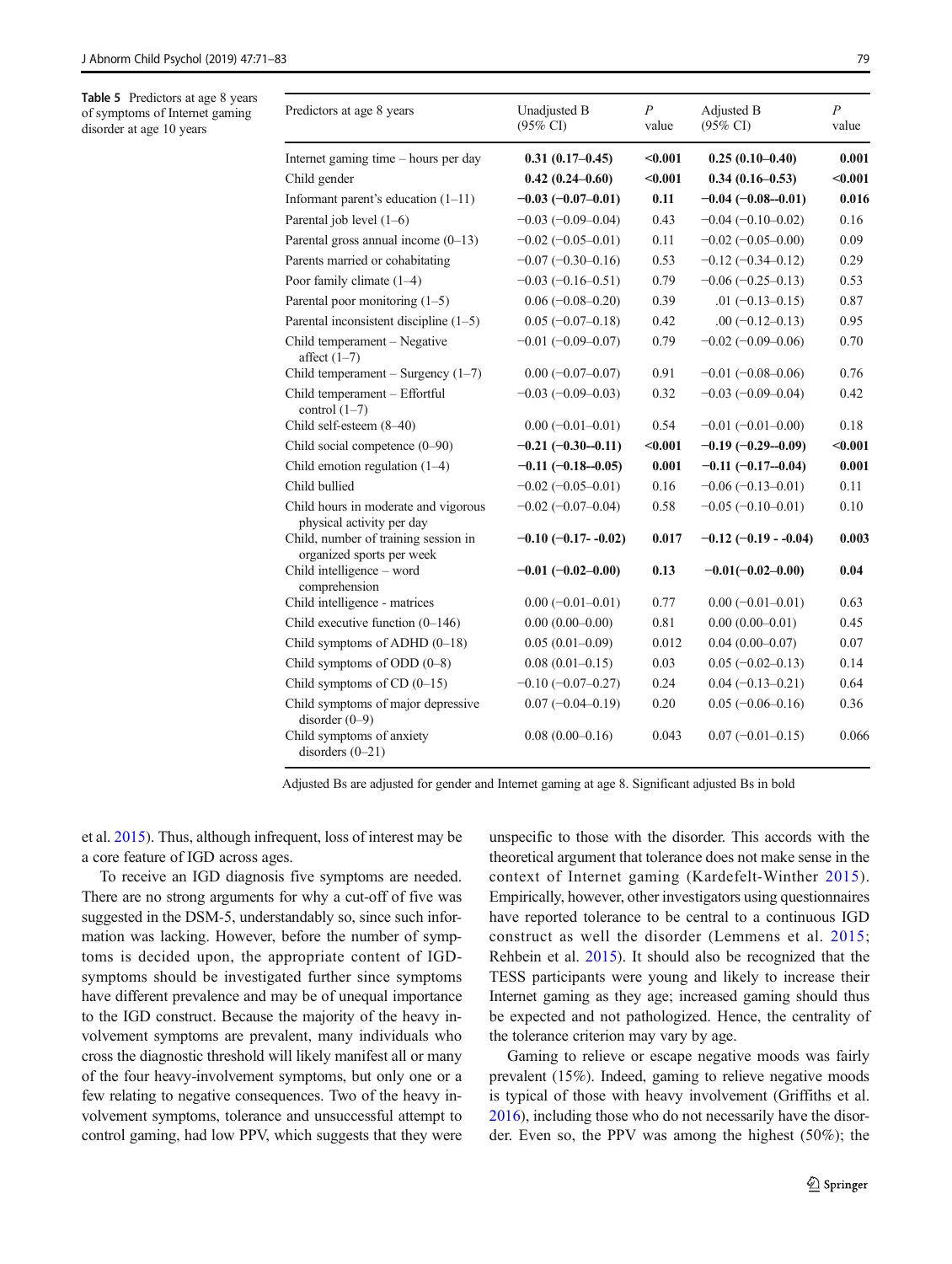**Table 5** Predictors at age 8 years of symptoms of Internet gaming disorder at age 10 years

| Predictors at age 8 years | Unadjusted B (95% CI) | *P* value | Adjusted B (95% CI) | *P* value |
|---|---|---|---|---|
| Internet gaming time – hours per day | **0.31 (0.17–0.45)** | **<0.001** | **0.25 (0.10–0.40)** | **0.001** |
| Child gender | **0.42 (0.24–0.60)** | **<0.001** | **0.34 (0.16–0.53)** | **<0.001** |
| Informant parent's education (1–11) | **−0.03 (−0.07–0.01)** | **0.11** | **−0.04 (−0.08–-0.01)** | **0.016** |
| Parental job level (1–6) | −0.03 (−0.09–0.04) | 0.43 | −0.04 (−0.10–0.02) | 0.16 |
| Parental gross annual income (0–13) | −0.02 (−0.05–0.01) | 0.11 | −0.02 (−0.05–0.00) | 0.09 |
| Parents married or cohabitating | −0.07 (−0.30–0.16) | 0.53 | −0.12 (−0.34–0.12) | 0.29 |
| Poor family climate (1–4) | −0.03 (−0.16–0.51) | 0.79 | −0.06 (−0.25–0.13) | 0.53 |
| Parental poor monitoring (1–5) | 0.06 (−0.08–0.20) | 0.39 | .01 (−0.13–0.15) | 0.87 |
| Parental inconsistent discipline (1–5) | 0.05 (−0.07–0.18) | 0.42 | .00 (−0.12–0.13) | 0.95 |
| Child temperament – Negative affect (1–7) | −0.01 (−0.09–0.07) | 0.79 | −0.02 (−0.09–0.06) | 0.70 |
| Child temperament – Surgency (1–7) | 0.00 (−0.07–0.07) | 0.91 | −0.01 (−0.08–0.06) | 0.76 |
| Child temperament – Effortful control (1–7) | −0.03 (−0.09–0.03) | 0.32 | −0.03 (−0.09–0.04) | 0.42 |
| Child self-esteem (8–40) | 0.00 (−0.01–0.01) | 0.54 | −0.01 (−0.01–0.00) | 0.18 |
| Child social competence (0–90) | **−0.21 (−0.30–-0.11)** | **<0.001** | **−0.19 (−0.29–-0.09)** | **<0.001** |
| Child emotion regulation (1–4) | **−0.11 (−0.18–-0.05)** | **0.001** | **−0.11 (−0.17–-0.04)** | **0.001** |
| Child bullied | −0.02 (−0.05–0.01) | 0.16 | −0.06 (−0.13–0.01) | 0.11 |
| Child hours in moderate and vigorous physical activity per day | −0.02 (−0.07–0.04) | 0.58 | −0.05 (−0.10–0.01) | 0.10 |
| Child, number of training session in organized sports per week | **−0.10 (−0.17- -0.02)** | **0.017** | **−0.12 (−0.19 - -0.04)** | **0.003** |
| Child intelligence – word comprehension | **−0.01 (−0.02–0.00)** | **0.13** | **−0.01(−0.02–0.00)** | **0.04** |
| Child intelligence - matrices | 0.00 (−0.01–0.01) | 0.77 | 0.00 (−0.01–0.01) | 0.63 |
| Child executive function (0–146) | 0.00 (0.00–0.00) | 0.81 | 0.00 (0.00–0.01) | 0.45 |
| Child symptoms of ADHD (0–18) | 0.05 (0.01–0.09) | 0.012 | 0.04 (0.00–0.07) | 0.07 |
| Child symptoms of ODD (0–8) | 0.08 (0.01–0.15) | 0.03 | 0.05 (−0.02–0.13) | 0.14 |
| Child symptoms of CD (0–15) | −0.10 (−0.07–0.27) | 0.24 | 0.04 (−0.13–0.21) | 0.64 |
| Child symptoms of major depressive disorder (0–9) | 0.07 (−0.04–0.19) | 0.20 | 0.05 (−0.06–0.16) | 0.36 |
| Child symptoms of anxiety disorders (0–21) | 0.08 (0.00–0.16) | 0.043 | 0.07 (−0.01–0.15) | 0.066 |

Adjusted Bs are adjusted for gender and Internet gaming at age 8. Significant adjusted Bs in bold

et al. 2015). Thus, although infrequent, loss of interest may be a core feature of IGD across ages.

To receive an IGD diagnosis five symptoms are needed. There are no strong arguments for why a cut-off of five was suggested in the DSM-5, understandably so, since such information was lacking. However, before the number of symptoms is decided upon, the appropriate content of IGD-symptoms should be investigated further since symptoms have different prevalence and may be of unequal importance to the IGD construct. Because the majority of the heavy involvement symptoms are prevalent, many individuals who cross the diagnostic threshold will likely manifest all or many of the four heavy-involvement symptoms, but only one or a few relating to negative consequences. Two of the heavy involvement symptoms, tolerance and unsuccessful attempt to control gaming, had low PPV, which suggests that they were unspecific to those with the disorder. This accords with the theoretical argument that tolerance does not make sense in the context of Internet gaming (Kardefelt-Winther 2015). Empirically, however, other investigators using questionnaires have reported tolerance to be central to a continuous IGD construct as well the disorder (Lemmens et al. 2015; Rehbein et al. 2015). It should also be recognized that the TESS participants were young and likely to increase their Internet gaming as they age; increased gaming should thus be expected and not pathologized. Hence, the centrality of the tolerance criterion may vary by age.

Gaming to relieve or escape negative moods was fairly prevalent (15%). Indeed, gaming to relieve negative moods is typical of those with heavy involvement (Griffiths et al. 2016), including those who do not necessarily have the disorder. Even so, the PPV was among the highest (50%); the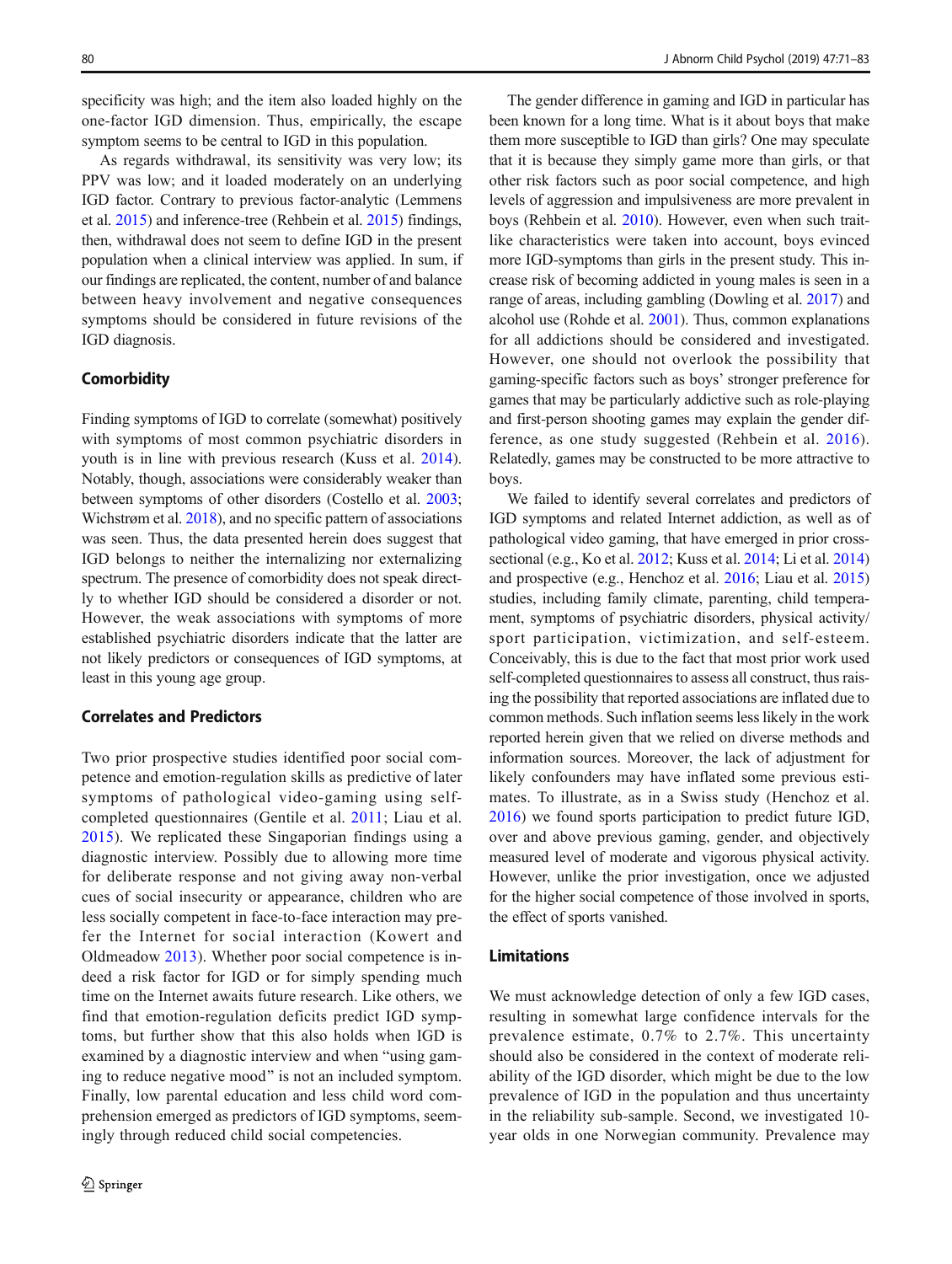specificity was high; and the item also loaded highly on the one-factor IGD dimension. Thus, empirically, the escape symptom seems to be central to IGD in this population.

As regards withdrawal, its sensitivity was very low; its PPV was low; and it loaded moderately on an underlying IGD factor. Contrary to previous factor-analytic (Lemmens et al. 2015) and inference-tree (Rehbein et al. 2015) findings, then, withdrawal does not seem to define IGD in the present population when a clinical interview was applied. In sum, if our findings are replicated, the content, number of and balance between heavy involvement and negative consequences symptoms should be considered in future revisions of the IGD diagnosis.

## Comorbidity

Finding symptoms of IGD to correlate (somewhat) positively with symptoms of most common psychiatric disorders in youth is in line with previous research (Kuss et al. 2014). Notably, though, associations were considerably weaker than between symptoms of other disorders (Costello et al. 2003; Wichstrøm et al. 2018), and no specific pattern of associations was seen. Thus, the data presented herein does suggest that IGD belongs to neither the internalizing nor externalizing spectrum. The presence of comorbidity does not speak directly to whether IGD should be considered a disorder or not. However, the weak associations with symptoms of more established psychiatric disorders indicate that the latter are not likely predictors or consequences of IGD symptoms, at least in this young age group.

## Correlates and Predictors

Two prior prospective studies identified poor social competence and emotion-regulation skills as predictive of later symptoms of pathological video-gaming using self-completed questionnaires (Gentile et al. 2011; Liau et al. 2015). We replicated these Singaporian findings using a diagnostic interview. Possibly due to allowing more time for deliberate response and not giving away non-verbal cues of social insecurity or appearance, children who are less socially competent in face-to-face interaction may prefer the Internet for social interaction (Kowert and Oldmeadow 2013). Whether poor social competence is indeed a risk factor for IGD or for simply spending much time on the Internet awaits future research. Like others, we find that emotion-regulation deficits predict IGD symptoms, but further show that this also holds when IGD is examined by a diagnostic interview and when "using gaming to reduce negative mood" is not an included symptom. Finally, low parental education and less child word comprehension emerged as predictors of IGD symptoms, seemingly through reduced child social competencies.

The gender difference in gaming and IGD in particular has been known for a long time. What is it about boys that make them more susceptible to IGD than girls? One may speculate that it is because they simply game more than girls, or that other risk factors such as poor social competence, and high levels of aggression and impulsiveness are more prevalent in boys (Rehbein et al. 2010). However, even when such trait-like characteristics were taken into account, boys evinced more IGD-symptoms than girls in the present study. This increase risk of becoming addicted in young males is seen in a range of areas, including gambling (Dowling et al. 2017) and alcohol use (Rohde et al. 2001). Thus, common explanations for all addictions should be considered and investigated. However, one should not overlook the possibility that gaming-specific factors such as boys' stronger preference for games that may be particularly addictive such as role-playing and first-person shooting games may explain the gender difference, as one study suggested (Rehbein et al. 2016). Relatedly, games may be constructed to be more attractive to boys.

We failed to identify several correlates and predictors of IGD symptoms and related Internet addiction, as well as of pathological video gaming, that have emerged in prior cross-sectional (e.g., Ko et al. 2012; Kuss et al. 2014; Li et al. 2014) and prospective (e.g., Henchoz et al. 2016; Liau et al. 2015) studies, including family climate, parenting, child temperament, symptoms of psychiatric disorders, physical activity/sport participation, victimization, and self-esteem. Conceivably, this is due to the fact that most prior work used self-completed questionnaires to assess all construct, thus raising the possibility that reported associations are inflated due to common methods. Such inflation seems less likely in the work reported herein given that we relied on diverse methods and information sources. Moreover, the lack of adjustment for likely confounders may have inflated some previous estimates. To illustrate, as in a Swiss study (Henchoz et al. 2016) we found sports participation to predict future IGD, over and above previous gaming, gender, and objectively measured level of moderate and vigorous physical activity. However, unlike the prior investigation, once we adjusted for the higher social competence of those involved in sports, the effect of sports vanished.

## Limitations

We must acknowledge detection of only a few IGD cases, resulting in somewhat large confidence intervals for the prevalence estimate, 0.7% to 2.7%. This uncertainty should also be considered in the context of moderate reliability of the IGD disorder, which might be due to the low prevalence of IGD in the population and thus uncertainty in the reliability sub-sample. Second, we investigated 10-year olds in one Norwegian community. Prevalence may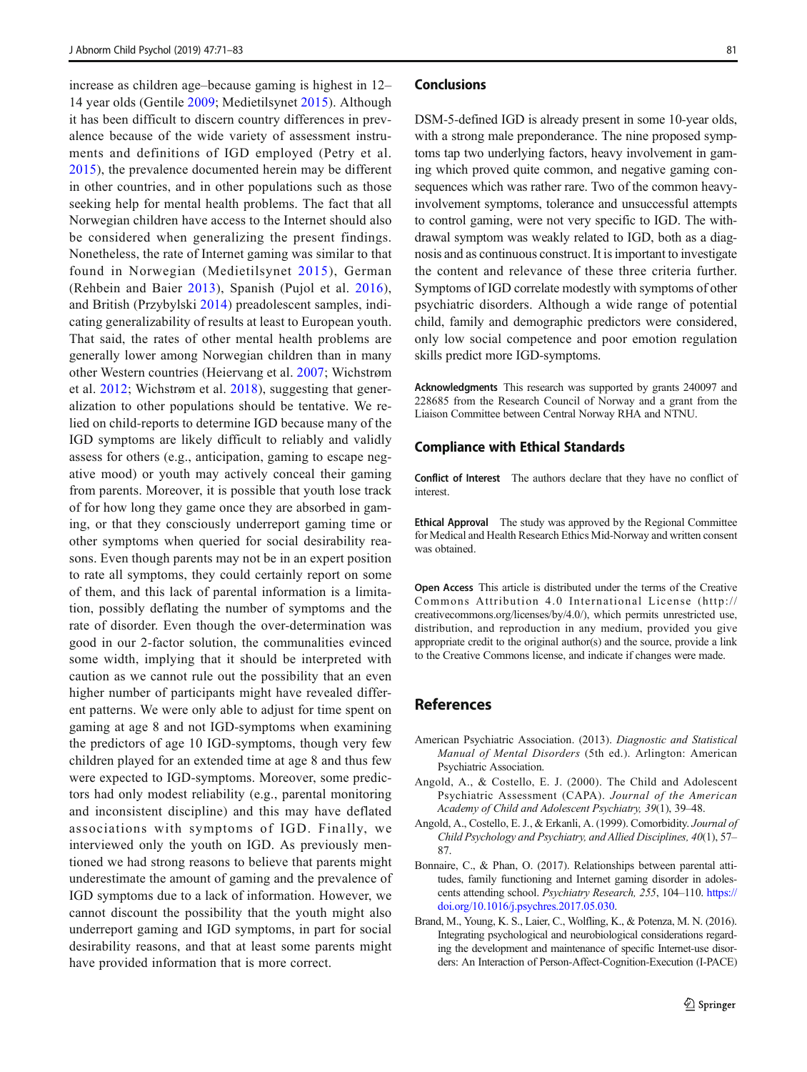increase as children age–because gaming is highest in 12–14 year olds (Gentile 2009; Medietilsynet 2015). Although it has been difficult to discern country differences in prevalence because of the wide variety of assessment instruments and definitions of IGD employed (Petry et al. 2015), the prevalence documented herein may be different in other countries, and in other populations such as those seeking help for mental health problems. The fact that all Norwegian children have access to the Internet should also be considered when generalizing the present findings. Nonetheless, the rate of Internet gaming was similar to that found in Norwegian (Medietilsynet 2015), German (Rehbein and Baier 2013), Spanish (Pujol et al. 2016), and British (Przybylski 2014) preadolescent samples, indicating generalizability of results at least to European youth. That said, the rates of other mental health problems are generally lower among Norwegian children than in many other Western countries (Heiervang et al. 2007; Wichstrøm et al. 2012; Wichstrøm et al. 2018), suggesting that generalization to other populations should be tentative. We relied on child-reports to determine IGD because many of the IGD symptoms are likely difficult to reliably and validly assess for others (e.g., anticipation, gaming to escape negative mood) or youth may actively conceal their gaming from parents. Moreover, it is possible that youth lose track of for how long they game once they are absorbed in gaming, or that they consciously underreport gaming time or other symptoms when queried for social desirability reasons. Even though parents may not be in an expert position to rate all symptoms, they could certainly report on some of them, and this lack of parental information is a limitation, possibly deflating the number of symptoms and the rate of disorder. Even though the over-determination was good in our 2-factor solution, the communalities evinced some width, implying that it should be interpreted with caution as we cannot rule out the possibility that an even higher number of participants might have revealed different patterns. We were only able to adjust for time spent on gaming at age 8 and not IGD-symptoms when examining the predictors of age 10 IGD-symptoms, though very few children played for an extended time at age 8 and thus few were expected to IGD-symptoms. Moreover, some predictors had only modest reliability (e.g., parental monitoring and inconsistent discipline) and this may have deflated associations with symptoms of IGD. Finally, we interviewed only the youth on IGD. As previously mentioned we had strong reasons to believe that parents might underestimate the amount of gaming and the prevalence of IGD symptoms due to a lack of information. However, we cannot discount the possibility that the youth might also underreport gaming and IGD symptoms, in part for social desirability reasons, and that at least some parents might have provided information that is more correct.

## Conclusions

DSM-5-defined IGD is already present in some 10-year olds, with a strong male preponderance. The nine proposed symptoms tap two underlying factors, heavy involvement in gaming which proved quite common, and negative gaming consequences which was rather rare. Two of the common heavy-involvement symptoms, tolerance and unsuccessful attempts to control gaming, were not very specific to IGD. The withdrawal symptom was weakly related to IGD, both as a diagnosis and as continuous construct. It is important to investigate the content and relevance of these three criteria further. Symptoms of IGD correlate modestly with symptoms of other psychiatric disorders. Although a wide range of potential child, family and demographic predictors were considered, only low social competence and poor emotion regulation skills predict more IGD-symptoms.

**Acknowledgments** This research was supported by grants 240097 and 228685 from the Research Council of Norway and a grant from the Liaison Committee between Central Norway RHA and NTNU.

## Compliance with Ethical Standards

**Conflict of Interest** The authors declare that they have no conflict of interest.

**Ethical Approval** The study was approved by the Regional Committee for Medical and Health Research Ethics Mid-Norway and written consent was obtained.

**Open Access** This article is distributed under the terms of the Creative Commons Attribution 4.0 International License (http://creativecommons.org/licenses/by/4.0/), which permits unrestricted use, distribution, and reproduction in any medium, provided you give appropriate credit to the original author(s) and the source, provide a link to the Creative Commons license, and indicate if changes were made.

## References

American Psychiatric Association. (2013). *Diagnostic and Statistical Manual of Mental Disorders* (5th ed.). Arlington: American Psychiatric Association.

Angold, A., & Costello, E. J. (2000). The Child and Adolescent Psychiatric Assessment (CAPA). *Journal of the American Academy of Child and Adolescent Psychiatry, 39*(1), 39–48.

Angold, A., Costello, E. J., & Erkanli, A. (1999). Comorbidity. *Journal of Child Psychology and Psychiatry, and Allied Disciplines, 40*(1), 57–87.

Bonnaire, C., & Phan, O. (2017). Relationships between parental attitudes, family functioning and Internet gaming disorder in adolescents attending school. *Psychiatry Research, 255*, 104–110. https://doi.org/10.1016/j.psychres.2017.05.030.

Brand, M., Young, K. S., Laier, C., Wolfling, K., & Potenza, M. N. (2016). Integrating psychological and neurobiological considerations regarding the development and maintenance of specific Internet-use disorders: An Interaction of Person-Affect-Cognition-Execution (I-PACE)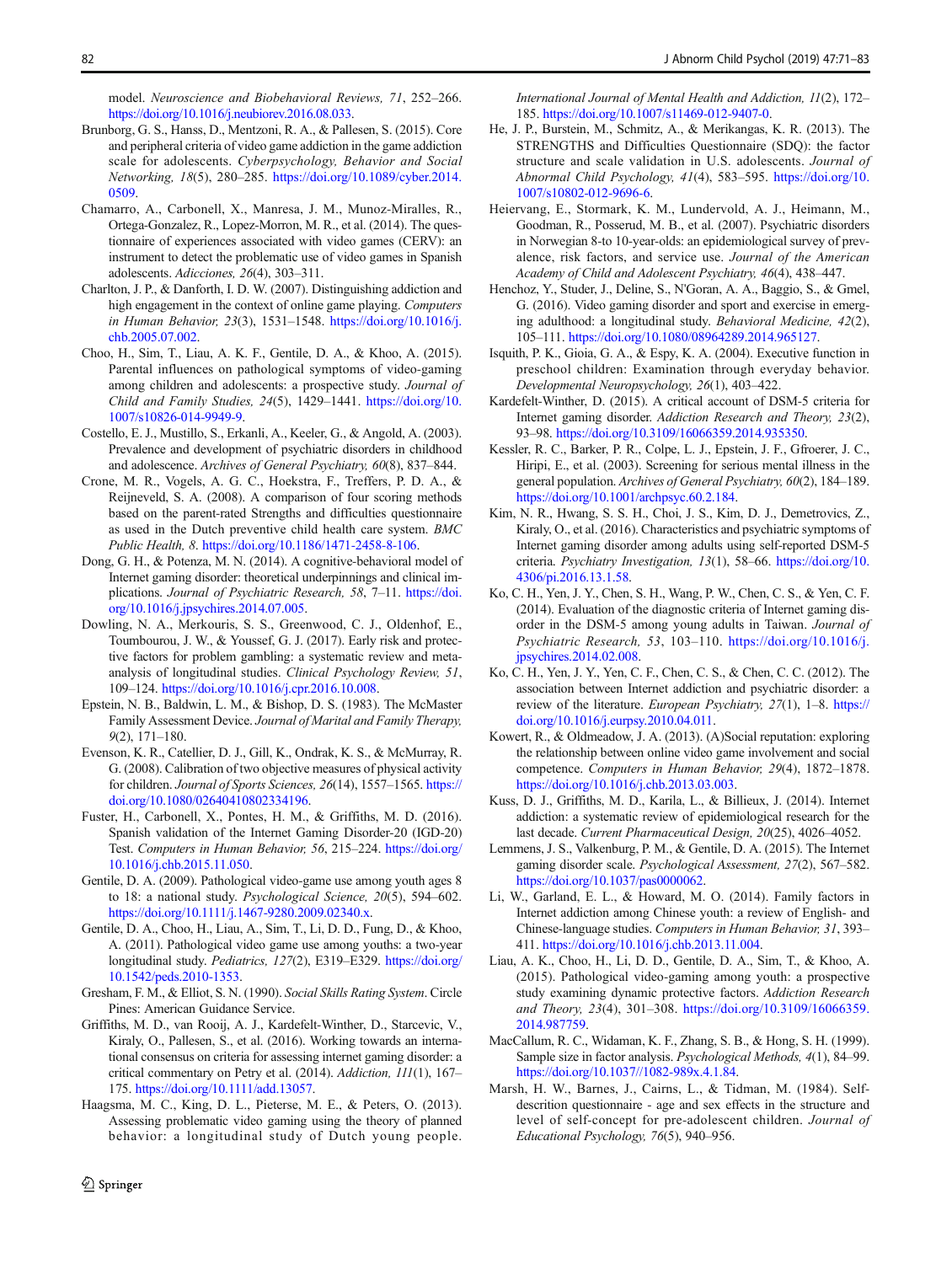model. *Neuroscience and Biobehavioral Reviews, 71*, 252–266. https://doi.org/10.1016/j.neubiorev.2016.08.033.

Brunborg, G. S., Hanss, D., Mentzoni, R. A., & Pallesen, S. (2015). Core and peripheral criteria of video game addiction in the game addiction scale for adolescents. *Cyberpsychology, Behavior and Social Networking, 18*(5), 280–285. https://doi.org/10.1089/cyber.2014.0509.

Chamarro, A., Carbonell, X., Manresa, J. M., Munoz-Miralles, R., Ortega-Gonzalez, R., Lopez-Morron, M. R., et al. (2014). The questionnaire of experiences associated with video games (CERV): an instrument to detect the problematic use of video games in Spanish adolescents. *Adicciones, 26*(4), 303–311.

Charlton, J. P., & Danforth, I. D. W. (2007). Distinguishing addiction and high engagement in the context of online game playing. *Computers in Human Behavior, 23*(3), 1531–1548. https://doi.org/10.1016/j.chb.2005.07.002.

Choo, H., Sim, T., Liau, A. K. F., Gentile, D. A., & Khoo, A. (2015). Parental influences on pathological symptoms of video-gaming among children and adolescents: a prospective study. *Journal of Child and Family Studies, 24*(5), 1429–1441. https://doi.org/10.1007/s10826-014-9949-9.

Costello, E. J., Mustillo, S., Erkanli, A., Keeler, G., & Angold, A. (2003). Prevalence and development of psychiatric disorders in childhood and adolescence. *Archives of General Psychiatry, 60*(8), 837–844.

Crone, M. R., Vogels, A. G. C., Hoekstra, F., Treffers, P. D. A., & Reijneveld, S. A. (2008). A comparison of four scoring methods based on the parent-rated Strengths and difficulties questionnaire as used in the Dutch preventive child health care system. *BMC Public Health, 8*. https://doi.org/10.1186/1471-2458-8-106.

Dong, G. H., & Potenza, M. N. (2014). A cognitive-behavioral model of Internet gaming disorder: theoretical underpinnings and clinical implications. *Journal of Psychiatric Research, 58*, 7–11. https://doi.org/10.1016/j.jpsychires.2014.07.005.

Dowling, N. A., Merkouris, S. S., Greenwood, C. J., Oldenhof, E., Toumbourou, J. W., & Youssef, G. J. (2017). Early risk and protective factors for problem gambling: a systematic review and meta-analysis of longitudinal studies. *Clinical Psychology Review, 51*, 109–124. https://doi.org/10.1016/j.cpr.2016.10.008.

Epstein, N. B., Baldwin, L. M., & Bishop, D. S. (1983). The McMaster Family Assessment Device. *Journal of Marital and Family Therapy, 9*(2), 171–180.

Evenson, K. R., Catellier, D. J., Gill, K., Ondrak, K. S., & McMurray, R. G. (2008). Calibration of two objective measures of physical activity for children. *Journal of Sports Sciences, 26*(14), 1557–1565. https://doi.org/10.1080/02640410802334196.

Fuster, H., Carbonell, X., Pontes, H. M., & Griffiths, M. D. (2016). Spanish validation of the Internet Gaming Disorder-20 (IGD-20) Test. *Computers in Human Behavior, 56*, 215–224. https://doi.org/10.1016/j.chb.2015.11.050.

Gentile, D. A. (2009). Pathological video-game use among youth ages 8 to 18: a national study. *Psychological Science, 20*(5), 594–602. https://doi.org/10.1111/j.1467-9280.2009.02340.x.

Gentile, D. A., Choo, H., Liau, A., Sim, T., Li, D. D., Fung, D., & Khoo, A. (2011). Pathological video game use among youths: a two-year longitudinal study. *Pediatrics, 127*(2), E319–E329. https://doi.org/10.1542/peds.2010-1353.

Gresham, F. M., & Elliot, S. N. (1990). *Social Skills Rating System*. Circle Pines: American Guidance Service.

Griffiths, M. D., van Rooij, A. J., Kardefelt-Winther, D., Starcevic, V., Kiraly, O., Pallesen, S., et al. (2016). Working towards an international consensus on criteria for assessing internet gaming disorder: a critical commentary on Petry et al. (2014). *Addiction, 111*(1), 167–175. https://doi.org/10.1111/add.13057.

Haagsma, M. C., King, D. L., Pieterse, M. E., & Peters, O. (2013). Assessing problematic video gaming using the theory of planned behavior: a longitudinal study of Dutch young people. *International Journal of Mental Health and Addiction, 11*(2), 172–185. https://doi.org/10.1007/s11469-012-9407-0.

He, J. P., Burstein, M., Schmitz, A., & Merikangas, K. R. (2013). The STRENGTHS and Difficulties Questionnaire (SDQ): the factor structure and scale validation in U.S. adolescents. *Journal of Abnormal Child Psychology, 41*(4), 583–595. https://doi.org/10.1007/s10802-012-9696-6.

Heiervang, E., Stormark, K. M., Lundervold, A. J., Heimann, M., Goodman, R., Posserud, M. B., et al. (2007). Psychiatric disorders in Norwegian 8-to 10-year-olds: an epidemiological survey of prevalence, risk factors, and service use. *Journal of the American Academy of Child and Adolescent Psychiatry, 46*(4), 438–447.

Henchoz, Y., Studer, J., Deline, S., N'Goran, A. A., Baggio, S., & Gmel, G. (2016). Video gaming disorder and sport and exercise in emerging adulthood: a longitudinal study. *Behavioral Medicine, 42*(2), 105–111. https://doi.org/10.1080/08964289.2014.965127.

Isquith, P. K., Gioia, G. A., & Espy, K. A. (2004). Executive function in preschool children: Examination through everyday behavior. *Developmental Neuropsychology, 26*(1), 403–422.

Kardefelt-Winther, D. (2015). A critical account of DSM-5 criteria for Internet gaming disorder. *Addiction Research and Theory, 23*(2), 93–98. https://doi.org/10.3109/16066359.2014.935350.

Kessler, R. C., Barker, P. R., Colpe, L. J., Epstein, J. F., Gfroerer, J. C., Hiripi, E., et al. (2003). Screening for serious mental illness in the general population. *Archives of General Psychiatry, 60*(2), 184–189. https://doi.org/10.1001/archpsyc.60.2.184.

Kim, N. R., Hwang, S. S. H., Choi, J. S., Kim, D. J., Demetrovics, Z., Kiraly, O., et al. (2016). Characteristics and psychiatric symptoms of Internet gaming disorder among adults using self-reported DSM-5 criteria. *Psychiatry Investigation, 13*(1), 58–66. https://doi.org/10.4306/pi.2016.13.1.58.

Ko, C. H., Yen, J. Y., Chen, S. H., Wang, P. W., Chen, C. S., & Yen, C. F. (2014). Evaluation of the diagnostic criteria of Internet gaming disorder in the DSM-5 among young adults in Taiwan. *Journal of Psychiatric Research, 53*, 103–110. https://doi.org/10.1016/j.jpsychires.2014.02.008.

Ko, C. H., Yen, J. Y., Yen, C. F., Chen, C. S., & Chen, C. C. (2012). The association between Internet addiction and psychiatric disorder: a review of the literature. *European Psychiatry, 27*(1), 1–8. https://doi.org/10.1016/j.eurpsy.2010.04.011.

Kowert, R., & Oldmeadow, J. A. (2013). (A)Social reputation: exploring the relationship between online video game involvement and social competence. *Computers in Human Behavior, 29*(4), 1872–1878. https://doi.org/10.1016/j.chb.2013.03.003.

Kuss, D. J., Griffiths, M. D., Karila, L., & Billieux, J. (2014). Internet addiction: a systematic review of epidemiological research for the last decade. *Current Pharmaceutical Design, 20*(25), 4026–4052.

Lemmens, J. S., Valkenburg, P. M., & Gentile, D. A. (2015). The Internet gaming disorder scale. *Psychological Assessment, 27*(2), 567–582. https://doi.org/10.1037/pas0000062.

Li, W., Garland, E. L., & Howard, M. O. (2014). Family factors in Internet addiction among Chinese youth: a review of English- and Chinese-language studies. *Computers in Human Behavior, 31*, 393–411. https://doi.org/10.1016/j.chb.2013.11.004.

Liau, A. K., Choo, H., Li, D. D., Gentile, D. A., Sim, T., & Khoo, A. (2015). Pathological video-gaming among youth: a prospective study examining dynamic protective factors. *Addiction Research and Theory, 23*(4), 301–308. https://doi.org/10.3109/16066359.2014.987759.

MacCallum, R. C., Widaman, K. F., Zhang, S. B., & Hong, S. H. (1999). Sample size in factor analysis. *Psychological Methods, 4*(1), 84–99. https://doi.org/10.1037//1082-989x.4.1.84.

Marsh, H. W., Barnes, J., Cairns, L., & Tidman, M. (1984). Self-descrition questionnaire - age and sex effects in the structure and level of self-concept for pre-adolescent children. *Journal of Educational Psychology, 76*(5), 940–956.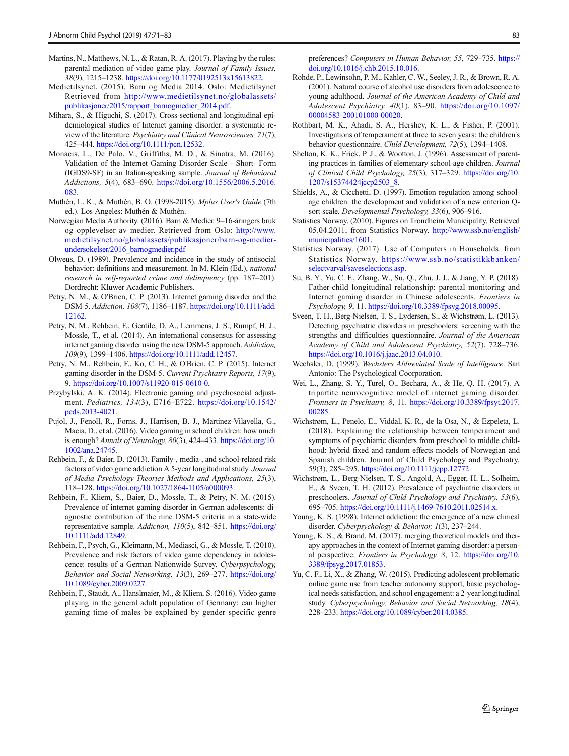Martins, N., Matthews, N. L., & Ratan, R. A. (2017). Playing by the rules: parental mediation of video game play. *Journal of Family Issues, 38*(9), 1215–1238. https://doi.org/10.1177/0192513x15613822.

Medietilsynet. (2015). Barn og Media 2014. Oslo: Medietilsynet Retrieved from http://www.medietilsynet.no/globalassets/publikasjoner/2015/rapport_barnogmedier_2014.pdf.

Mihara, S., & Higuchi, S. (2017). Cross-sectional and longitudinal epidemiological studies of Internet gaming disorder: a systematic review of the literature. *Psychiatry and Clinical Neurosciences, 71*(7), 425–444. https://doi.org/10.1111/pcn.12532.

Monacis, L., De Palo, V., Griffiths, M. D., & Sinatra, M. (2016). Validation of the Internet Gaming Disorder Scale - Short- Form (IGDS9-SF) in an Italian-speaking sample. *Journal of Behavioral Addictions, 5*(4), 683–690. https://doi.org/10.1556/2006.5.2016.083.

Muthén, L. K., & Muthén, B. O. (1998-2015). *Mplus User's Guide* (7th ed.). Los Angeles: Muthén & Muthén.

Norwegian Media Authority. (2016). Barn & Medier. 9–16-åringers bruk og opplevelser av medier. Retrieved from Oslo: http://www.medietilsynet.no/globalassets/publikasjoner/barn-og-medier-undersokelser/2016_barnogmedier.pdf

Olweus, D. (1989). Prevalence and incidence in the study of antisocial behavior: definitions and measurement. In M. Klein (Ed.), *national research in self-reported crime and delinquency* (pp. 187–201). Dordrecht: Kluwer Academic Publishers.

Petry, N. M., & O'Brien, C. P. (2013). Internet gaming disorder and the DSM-5. *Addiction, 108*(7), 1186–1187. https://doi.org/10.1111/add.12162.

Petry, N. M., Rehbein, F., Gentile, D. A., Lemmens, J. S., Rumpf, H. J., Mossle, T., et al. (2014). An international consensus for assessing internet gaming disorder using the new DSM-5 approach. *Addiction, 109*(9), 1399–1406. https://doi.org/10.1111/add.12457.

Petry, N. M., Rehbein, F., Ko, C. H., & O'Brien, C. P. (2015). Internet gaming disorder in the DSM-5. *Current Psychiatry Reports, 17*(9), 9. https://doi.org/10.1007/s11920-015-0610-0.

Przybylski, A. K. (2014). Electronic gaming and psychosocial adjustment. *Pediatrics, 134*(3), E716–E722. https://doi.org/10.1542/peds.2013-4021.

Pujol, J., Fenoll, R., Forns, J., Harrison, B. J., Martinez-Vilavella, G., Macia, D., et al. (2016). Video gaming in school children: how much is enough? *Annals of Neurology, 80*(3), 424–433. https://doi.org/10.1002/ana.24745.

Rehbein, F., & Baier, D. (2013). Family-, media-, and school-related risk factors of video game addiction A 5-year longitudinal study. *Journal of Media Psychology-Theories Methods and Applications, 25*(3), 118–128. https://doi.org/10.1027/1864-1105/a000093.

Rehbein, F., Kliem, S., Baier, D., Mossle, T., & Petry, N. M. (2015). Prevalence of internet gaming disorder in German adolescents: diagnostic contribution of the nine DSM-5 criteria in a state-wide representative sample. *Addiction, 110*(5), 842–851. https://doi.org/10.1111/add.12849.

Rehbein, F., Psych, G., Kleimann, M., Mediasci, G., & Mossle, T. (2010). Prevalence and risk factors of video game dependency in adolescence: results of a German Nationwide Survey. *Cyberpsychology, Behavior and Social Networking, 13*(3), 269–277. https://doi.org/10.1089/cyber.2009.0227.

Rehbein, F., Staudt, A., Hanslmaier, M., & Kliem, S. (2016). Video game playing in the general adult population of Germany: can higher gaming time of males be explained by gender specific genre preferences? *Computers in Human Behavior, 55*, 729–735. https://doi.org/10.1016/j.chb.2015.10.016.

Rohde, P., Lewinsohn, P. M., Kahler, C. W., Seeley, J. R., & Brown, R. A. (2001). Natural course of alcohol use disorders from adolescence to young adulthood. *Journal of the American Academy of Child and Adolescent Psychiatry, 40*(1), 83–90. https://doi.org/10.1097/00004583-200101000-00020.

Rothbart, M. K., Ahadi, S. A., Hershey, K. L., & Fisher, P. (2001). Investigations of temperament at three to seven years: the children's behavior questionnaire. *Child Development, 72*(5), 1394–1408.

Shelton, K. K., Frick, P. J., & Wootton, J. (1996). Assessment of parenting practices in families of elementary school-age children. *Journal of Clinical Child Psychology, 25*(3), 317–329. https://doi.org/10.1207/s15374424jccp2503_8.

Shields, A., & Cicchetti, D. (1997). Emotion regulation among school-age children: the development and validation of a new criterion Q-sort scale. *Developmental Psychology, 33*(6), 906–916.

Statistics Norway. (2010). Figures on Trondheim Municipality. Retrieved 05.04.2011, from Statistics Norway. http://www.ssb.no/english/municipalities/1601.

Statistics Norway. (2017). Use of Computers in Households. from Statistics Norway. https://www.ssb.no/statistikkbanken/selectvarval/saveselections.asp.

Su, B. Y., Yu, C. F., Zhang, W., Su, Q., Zhu, J. J., & Jiang, Y. P. (2018). Father-child longitudinal relationship: parental monitoring and Internet gaming disorder in Chinese adolescents. *Frontiers in Psychology, 9*, 11. https://doi.org/10.3389/fpsyg.2018.00095.

Sveen, T. H., Berg-Nielsen, T. S., Lydersen, S., & Wichstrøm, L. (2013). Detecting psychiatric disorders in preschoolers: screening with the strengths and difficulties questionnaire. *Journal of the American Academy of Child and Adolescent Psychiatry, 52*(7), 728–736. https://doi.org/10.1016/j.jaac.2013.04.010.

Wechsler, D. (1999). *Wechslers Abbreviated Scale of Intelligence*. San Antonio: The Psychological Coorporation.

Wei, L., Zhang, S. Y., Turel, O., Bechara, A., & He, Q. H. (2017). A tripartite neurocognitive model of internet gaming disorder. *Frontiers in Psychiatry, 8*, 11. https://doi.org/10.3389/fpsyt.2017.00285.

Wichstrøm, L., Penelo, E., Viddal, K. R., de la Osa, N., & Ezpeleta, L. (2018). Explaining the relationship between temperament and symptoms of psychiatric disorders from preschool to middle childhood: hybrid fixed and random effects models of Norwegian and Spanish children. Journal of Child Psychology and Psychiatry, 59(3), 285–295. https://doi.org/10.1111/jcpp.12772.

Wichstrøm, L., Berg-Nielsen, T. S., Angold, A., Egger, H. L., Solheim, E., & Sveen, T. H. (2012). Prevalence of psychiatric disorders in preschoolers. *Journal of Child Psychology and Psychiatry, 53*(6), 695–705. https://doi.org/10.1111/j.1469-7610.2011.02514.x.

Young, K. S. (1998). Internet addiction: the emergence of a new clinical disorder. *Cyberpsychology & Behavior, 1*(3), 237–244.

Young, K. S., & Brand, M. (2017). merging theoretical models and therapy approaches in the context of Internet gaming disorder: a personal perspective. *Frontiers in Psychology, 8*, 12. https://doi.org/10.3389/fpsyg.2017.01853.

Yu, C. F., Li, X., & Zhang, W. (2015). Predicting adolescent problematic online game use from teacher autonomy support, basic psychological needs satisfaction, and school engagement: a 2-year longitudinal study. *Cyberpsychology, Behavior and Social Networking, 18*(4), 228–233. https://doi.org/10.1089/cyber.2014.0385.